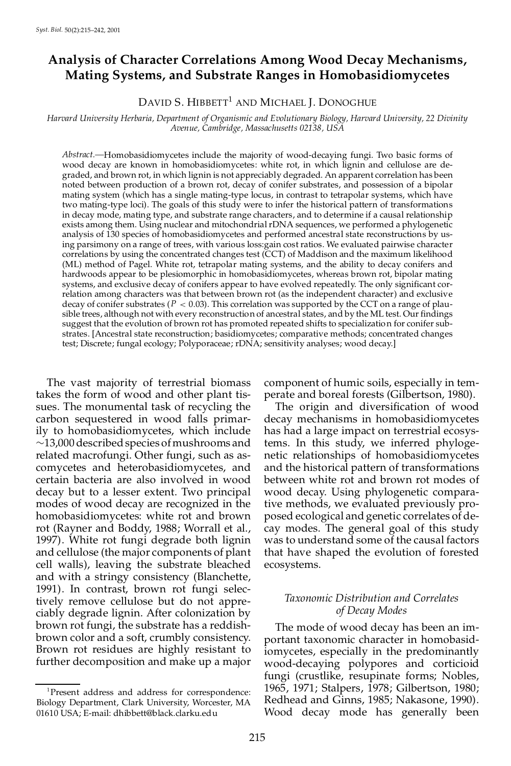# Analysis of Character Correlations Among Wood Decay Mechanisms, Mating Systems, and Substrate Ranges in Homobasidiomycetes

David S. Hibbett[1] and Michael J. Donoghue

*Harvard University Herbaria, Department of Organismic and Evolutionary Biology, Harvard University, 22 Divinity Avenue, Cambridge, Massachusetts 02138, USA*

*Abstract.*—Homobasidiomycetes include the majority of wood-decaying fungi. Two basic forms of wood decay are known in homobasidiomycetes: white rot, in which lignin and cellulose are degraded, and brown rot, in which lignin is not appreciably degraded. An apparent correlation has been noted between production of a brown rot, decay of conifer substrates, and possession of a bipolar mating system (which has a single mating-type locus, in contrast to tetrapolar systems, which have two mating-type loci). The goals of this study were to infer the historical pattern of transformations in decay mode, mating type, and substrate range characters, and to determine if a causal relationship exists among them. Using nuclear and mitochondrial rDNA sequences, we performed a phylogenetic analysis of 130 species of homobasidiomycetes and performed ancestral state reconstructions by using parsimony on a range of trees, with various loss:gain cost ratios. We evaluated pairwise character correlations by using the concentrated changes test (CCT) of Maddison and the maximum likelihood (ML) method of Pagel. White rot, tetrapolar mating systems, and the ability to decay conifers and hardwoods appear to be plesiomorphic in homobasidiomycetes, whereas brown rot, bipolar mating systems, and exclusive decay of conifers appear to have evolved repeatedly. The only significant correlation among characters was that between brown rot (as the independent character) and exclusive decay of conifer substrates ($P < 0.03$). This correlation was supported by the CCT on a range of plausible trees, although not with every reconstruction of ancestral states, and by the ML test. Our findings suggest that the evolution of brown rot has promoted repeated shifts to specialization for conifer substrates. [Ancestral state reconstruction; basidiomycetes; comparative methods; concentrated changes test; Discrete; fungal ecology; Polyporaceae; rDNA; sensitivity analyses; wood decay.]

The vast majority of terrestrial biomass takes the form of wood and other plant tissues. The monumental task of recycling the carbon sequestered in wood falls primarily to homobasidiomycetes, which include ~13,000 described species of mushrooms and related macrofungi. Other fungi, such as ascomycetes and heterobasidiomycetes, and certain bacteria are also involved in wood decay but to a lesser extent. Two principal modes of wood decay are recognized in the homobasidiomycetes: white rot and brown rot (Rayner and Boddy, 1988; Worrall et al., 1997). White rot fungi degrade both lignin and cellulose (the major components of plant cell walls), leaving the substrate bleached and with a stringy consistency (Blanchette, 1991). In contrast, brown rot fungi selectively remove cellulose but do not appreciably degrade lignin. After colonization by brown rot fungi, the substrate has a reddish-brown color and a soft, crumbly consistency. Brown rot residues are highly resistant to further decomposition and make up a major component of humic soils, especially in temperate and boreal forests (Gilbertson, 1980).

The origin and diversification of wood decay mechanisms in homobasidiomycetes has had a large impact on terrestrial ecosystems. In this study, we inferred phylogenetic relationships of homobasidiomycetes and the historical pattern of transformations between white rot and brown rot modes of wood decay. Using phylogenetic comparative methods, we evaluated previously proposed ecological and genetic correlates of decay modes. The general goal of this study was to understand some of the causal factors that have shaped the evolution of forested ecosystems.

### *Taxonomic Distribution and Correlates of Decay Modes*

The mode of wood decay has been an important taxonomic character in homobasidiomycetes, especially in the predominantly wood-decaying polypores and corticioid fungi (crustlike, resupinate forms; Nobles, 1965, 1971; Stalpers, 1978; Gilbertson, 1980; Redhead and Ginns, 1985; Nakasone, 1990). Wood decay mode has generally been

[1]Present address and address for correspondence: Biology Department, Clark University, Worcester, MA 01610 USA; E-mail: dhibbett@black.clarku.edu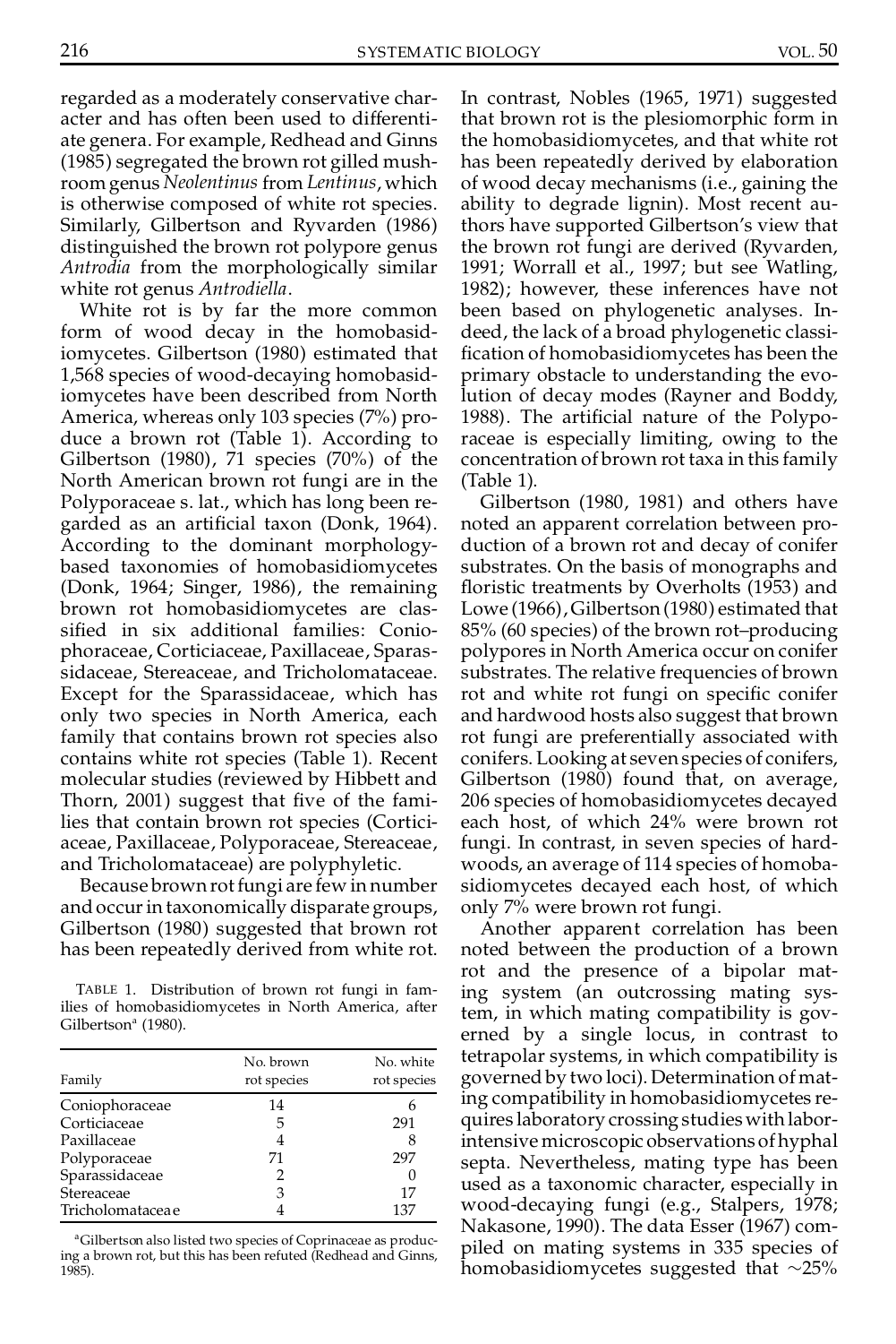regarded as a moderately conservative character and has often been used to differentiate genera. For example, Redhead and Ginns (1985) segregated the brown rot gilled mushroom genus *Neolentinus* from *Lentinus*, which is otherwise composed of white rot species. Similarly, Gilbertson and Ryvarden (1986) distinguished the brown rot polypore genus *Antrodia* from the morphologically similar white rot genus *Antrodiella*.

White rot is by far the more common form of wood decay in the homobasidiomycetes. Gilbertson (1980) estimated that 1,568 species of wood-decaying homobasidiomycetes have been described from North America, whereas only 103 species (7%) produce a brown rot (Table 1). According to Gilbertson (1980), 71 species (70%) of the North American brown rot fungi are in the Polyporaceae s. lat., which has long been regarded as an artificial taxon (Donk, 1964). According to the dominant morphology-based taxonomies of homobasidiomycetes (Donk, 1964; Singer, 1986), the remaining brown rot homobasidiomycetes are classified in six additional families: Coniophoraceae, Corticiaceae, Paxillaceae, Sparassidaceae, Stereaceae, and Tricholomataceae. Except for the Sparassidaceae, which has only two species in North America, each family that contains brown rot species also contains white rot species (Table 1). Recent molecular studies (reviewed by Hibbett and Thorn, 2001) suggest that five of the families that contain brown rot species (Corticiaceae, Paxillaceae, Polyporaceae, Stereaceae, and Tricholomataceae) are polyphyletic.

Because brown rot fungi are few in number and occur in taxonomically disparate groups, Gilbertson (1980) suggested that brown rot has been repeatedly derived from white rot.

TABLE 1. Distribution of brown rot fungi in families of homobasidiomycetes in North America, after Gilbertson[a] (1980).

| Family | No. brown rot species | No. white rot species |
|---|---|---|
| Coniophoraceae | 14 | 6 |
| Corticiaceae | 5 | 291 |
| Paxillaceae | 4 | 8 |
| Polyporaceae | 71 | 297 |
| Sparassidaceae | 2 | 0 |
| Stereaceae | 3 | 17 |
| Tricholomataceae | 4 | 137 |

[a]Gilbertson also listed two species of Coprinaceae as producing a brown rot, but this has been refuted (Redhead and Ginns, 1985).

In contrast, Nobles (1965, 1971) suggested that brown rot is the plesiomorphic form in the homobasidiomycetes, and that white rot has been repeatedly derived by elaboration of wood decay mechanisms (i.e., gaining the ability to degrade lignin). Most recent authors have supported Gilbertson's view that the brown rot fungi are derived (Ryvarden, 1991; Worrall et al., 1997; but see Watling, 1982); however, these inferences have not been based on phylogenetic analyses. Indeed, the lack of a broad phylogenetic classification of homobasidiomycetes has been the primary obstacle to understanding the evolution of decay modes (Rayner and Boddy, 1988). The artificial nature of the Polyporaceae is especially limiting, owing to the concentration of brown rot taxa in this family (Table 1).

Gilbertson (1980, 1981) and others have noted an apparent correlation between production of a brown rot and decay of conifer substrates. On the basis of monographs and floristic treatments by Overholts (1953) and Lowe (1966), Gilbertson (1980) estimated that 85% (60 species) of the brown rot–producing polypores in North America occur on conifer substrates. The relative frequencies of brown rot and white rot fungi on specific conifer and hardwood hosts also suggest that brown rot fungi are preferentially associated with conifers. Looking at seven species of conifers, Gilbertson (1980) found that, on average, 206 species of homobasidiomycetes decayed each host, of which 24% were brown rot fungi. In contrast, in seven species of hardwoods, an average of 114 species of homobasidiomycetes decayed each host, of which only 7% were brown rot fungi.

Another apparent correlation has been noted between the production of a brown rot and the presence of a bipolar mating system (an outcrossing mating system, in which mating compatibility is governed by a single locus, in contrast to tetrapolar systems, in which compatibility is governed by two loci). Determination of mating compatibility in homobasidiomycetes requires laboratory crossing studies with labor-intensive microscopic observations of hyphal septa. Nevertheless, mating type has been used as a taxonomic character, especially in wood-decaying fungi (e.g., Stalpers, 1978; Nakasone, 1990). The data Esser (1967) compiled on mating systems in 335 species of homobasidiomycetes suggested that ~25%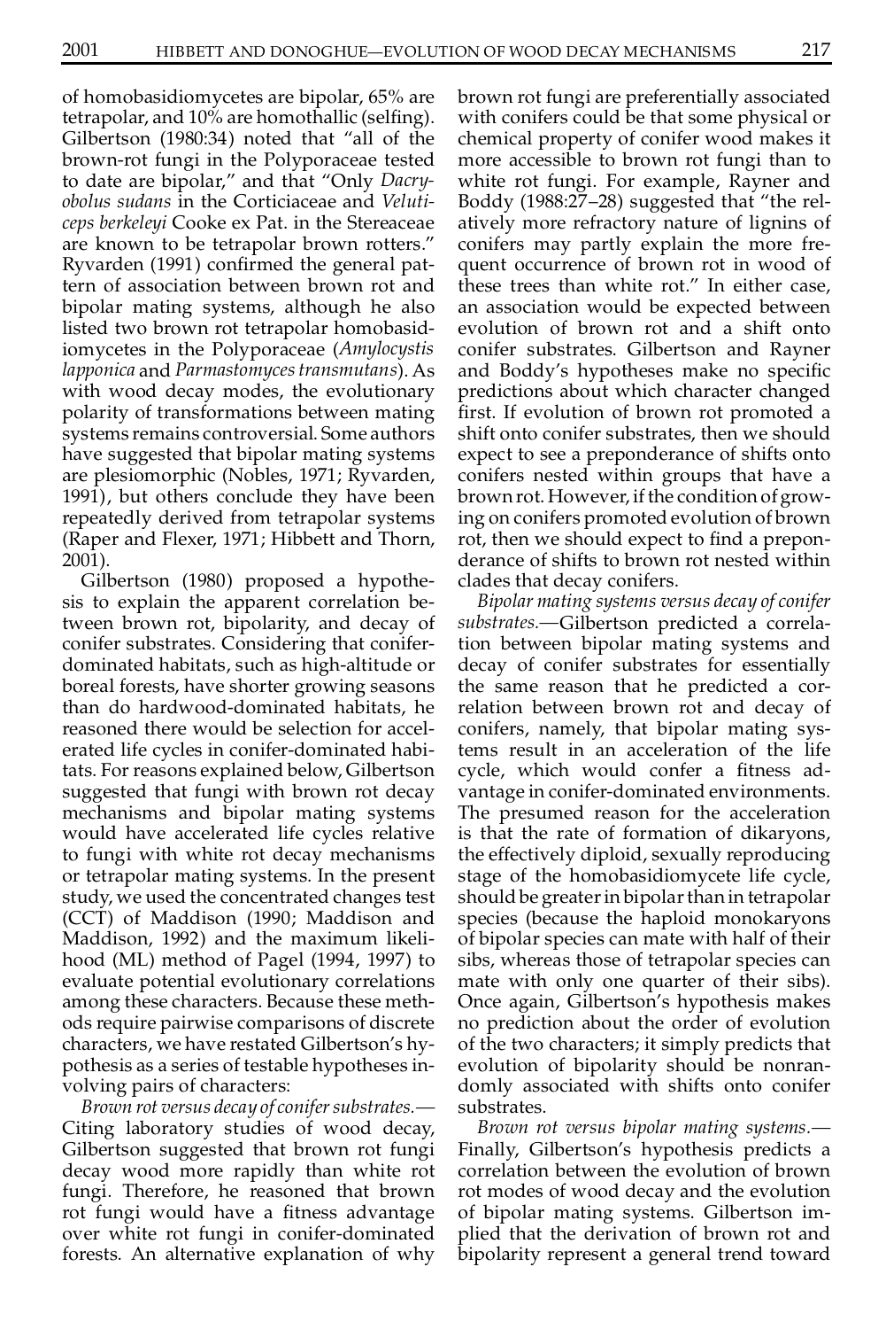of homobasidiomycetes are bipolar, 65% are tetrapolar, and 10% are homothallic (selfing). Gilbertson (1980:34) noted that "all of the brown-rot fungi in the Polyporaceae tested to date are bipolar," and that "Only *Dacryobolus sudans* in the Corticiaceae and *Veluticeps berkeleyi* Cooke ex Pat. in the Stereaceae are known to be tetrapolar brown rotters." Ryvarden (1991) confirmed the general pattern of association between brown rot and bipolar mating systems, although he also listed two brown rot tetrapolar homobasidiomycetes in the Polyporaceae (*Amylocystis lapponica* and *Parmastomyces transmutans*). As with wood decay modes, the evolutionary polarity of transformations between mating systems remains controversial. Some authors have suggested that bipolar mating systems are plesiomorphic (Nobles, 1971; Ryvarden, 1991), but others conclude they have been repeatedly derived from tetrapolar systems (Raper and Flexer, 1971; Hibbett and Thorn, 2001).

Gilbertson (1980) proposed a hypothesis to explain the apparent correlation between brown rot, bipolarity, and decay of conifer substrates. Considering that conifer-dominated habitats, such as high-altitude or boreal forests, have shorter growing seasons than do hardwood-dominated habitats, he reasoned there would be selection for accelerated life cycles in conifer-dominated habitats. For reasons explained below, Gilbertson suggested that fungi with brown rot decay mechanisms and bipolar mating systems would have accelerated life cycles relative to fungi with white rot decay mechanisms or tetrapolar mating systems. In the present study, we used the concentrated changes test (CCT) of Maddison (1990; Maddison and Maddison, 1992) and the maximum likelihood (ML) method of Pagel (1994, 1997) to evaluate potential evolutionary correlations among these characters. Because these methods require pairwise comparisons of discrete characters, we have restated Gilbertson's hypothesis as a series of testable hypotheses involving pairs of characters:

*Brown rot versus decay of conifer substrates.*— Citing laboratory studies of wood decay, Gilbertson suggested that brown rot fungi decay wood more rapidly than white rot fungi. Therefore, he reasoned that brown rot fungi would have a fitness advantage over white rot fungi in conifer-dominated forests. An alternative explanation of why brown rot fungi are preferentially associated with conifers could be that some physical or chemical property of conifer wood makes it more accessible to brown rot fungi than to white rot fungi. For example, Rayner and Boddy (1988:27–28) suggested that "the relatively more refractory nature of lignins of conifers may partly explain the more frequent occurrence of brown rot in wood of these trees than white rot." In either case, an association would be expected between evolution of brown rot and a shift onto conifer substrates. Gilbertson and Rayner and Boddy's hypotheses make no specific predictions about which character changed first. If evolution of brown rot promoted a shift onto conifer substrates, then we should expect to see a preponderance of shifts onto conifers nested within groups that have a brown rot. However, if the condition of growing on conifers promoted evolution of brown rot, then we should expect to find a preponderance of shifts to brown rot nested within clades that decay conifers.

*Bipolar mating systems versus decay of conifer substrates.*—Gilbertson predicted a correlation between bipolar mating systems and decay of conifer substrates for essentially the same reason that he predicted a correlation between brown rot and decay of conifers, namely, that bipolar mating systems result in an acceleration of the life cycle, which would confer a fitness advantage in conifer-dominated environments. The presumed reason for the acceleration is that the rate of formation of dikaryons, the effectively diploid, sexually reproducing stage of the homobasidiomycete life cycle, should be greater in bipolar than in tetrapolar species (because the haploid monokaryons of bipolar species can mate with half of their sibs, whereas those of tetrapolar species can mate with only one quarter of their sibs). Once again, Gilbertson's hypothesis makes no prediction about the order of evolution of the two characters; it simply predicts that evolution of bipolarity should be nonrandomly associated with shifts onto conifer substrates.

*Brown rot versus bipolar mating systems.*— Finally, Gilbertson's hypothesis predicts a correlation between the evolution of brown rot modes of wood decay and the evolution of bipolar mating systems. Gilbertson implied that the derivation of brown rot and bipolarity represent a general trend toward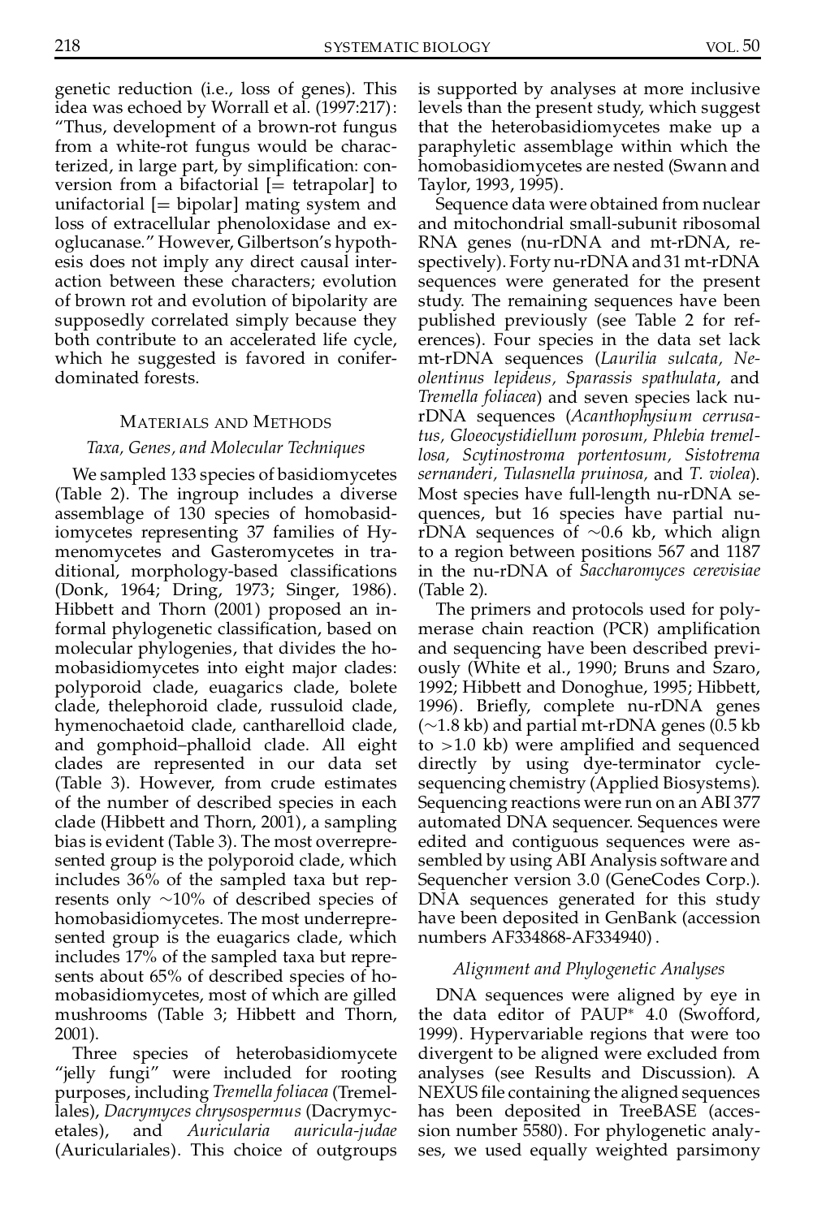genetic reduction (i.e., loss of genes). This idea was echoed by Worrall et al. (1997:217): "Thus, development of a brown-rot fungus from a white-rot fungus would be characterized, in large part, by simplification: conversion from a bifactorial [= tetrapolar] to unifactorial [= bipolar] mating system and loss of extracellular phenoloxidase and exoglucanase." However, Gilbertson's hypothesis does not imply any direct causal interaction between these characters; evolution of brown rot and evolution of bipolarity are supposedly correlated simply because they both contribute to an accelerated life cycle, which he suggested is favored in conifer-dominated forests.

## Materials and Methods

### *Taxa, Genes, and Molecular Techniques*

We sampled 133 species of basidiomycetes (Table 2). The ingroup includes a diverse assemblage of 130 species of homobasidiomycetes representing 37 families of Hymenomycetes and Gasteromycetes in traditional, morphology-based classifications (Donk, 1964; Dring, 1973; Singer, 1986). Hibbett and Thorn (2001) proposed an informal phylogenetic classification, based on molecular phylogenies, that divides the homobasidiomycetes into eight major clades: polyporoid clade, euagarics clade, bolete clade, thelephoroid clade, russuloid clade, hymenochaetoid clade, cantharelloid clade, and gomphoid–phalloid clade. All eight clades are represented in our data set (Table 3). However, from crude estimates of the number of described species in each clade (Hibbett and Thorn, 2001), a sampling bias is evident (Table 3). The most overrepresented group is the polyporoid clade, which includes 36% of the sampled taxa but represents only ~10% of described species of homobasidiomycetes. The most underrepresented group is the euagarics clade, which includes 17% of the sampled taxa but represents about 65% of described species of homobasidiomycetes, most of which are gilled mushrooms (Table 3; Hibbett and Thorn, 2001).

Three species of heterobasidiomycete "jelly fungi" were included for rooting purposes, including *Tremella foliacea* (Tremellales), *Dacrymyces chrysospermus* (Dacrymycetales), and *Auricularia auricula-judae* (Auriculariales). This choice of outgroups is supported by analyses at more inclusive levels than the present study, which suggest that the heterobasidiomycetes make up a paraphyletic assemblage within which the homobasidiomycetes are nested (Swann and Taylor, 1993, 1995).

Sequence data were obtained from nuclear and mitochondrial small-subunit ribosomal RNA genes (nu-rDNA and mt-rDNA, respectively). Forty nu-rDNA and 31 mt-rDNA sequences were generated for the present study. The remaining sequences have been published previously (see Table 2 for references). Four species in the data set lack mt-rDNA sequences (*Laurilia sulcata, Neolentinus lepideus, Sparassis spathulata*, and *Tremella foliacea*) and seven species lack nu-rDNA sequences (*Acanthophysium cerrusatus, Gloeocystidiellum porosum, Phlebia tremellosa, Scytinostroma portentosum, Sistotrema sernanderi, Tulasnella pruinosa,* and *T. violea*). Most species have full-length nu-rDNA sequences, but 16 species have partial nu-rDNA sequences of ~0.6 kb, which align to a region between positions 567 and 1187 in the nu-rDNA of *Saccharomyces cerevisiae* (Table 2).

The primers and protocols used for polymerase chain reaction (PCR) amplification and sequencing have been described previously (White et al., 1990; Bruns and Szaro, 1992; Hibbett and Donoghue, 1995; Hibbett, 1996). Briefly, complete nu-rDNA genes (~1.8 kb) and partial mt-rDNA genes (0.5 kb to >1.0 kb) were amplified and sequenced directly by using dye-terminator cycle-sequencing chemistry (Applied Biosystems). Sequencing reactions were run on an ABI 377 automated DNA sequencer. Sequences were edited and contiguous sequences were assembled by using ABI Analysis software and Sequencher version 3.0 (GeneCodes Corp.). DNA sequences generated for this study have been deposited in GenBank (accession numbers AF334868-AF334940).

### *Alignment and Phylogenetic Analyses*

DNA sequences were aligned by eye in the data editor of PAUP* 4.0 (Swofford, 1999). Hypervariable regions that were too divergent to be aligned were excluded from analyses (see Results and Discussion). A NEXUS file containing the aligned sequences has been deposited in TreeBASE (accession number 5580). For phylogenetic analyses, we used equally weighted parsimony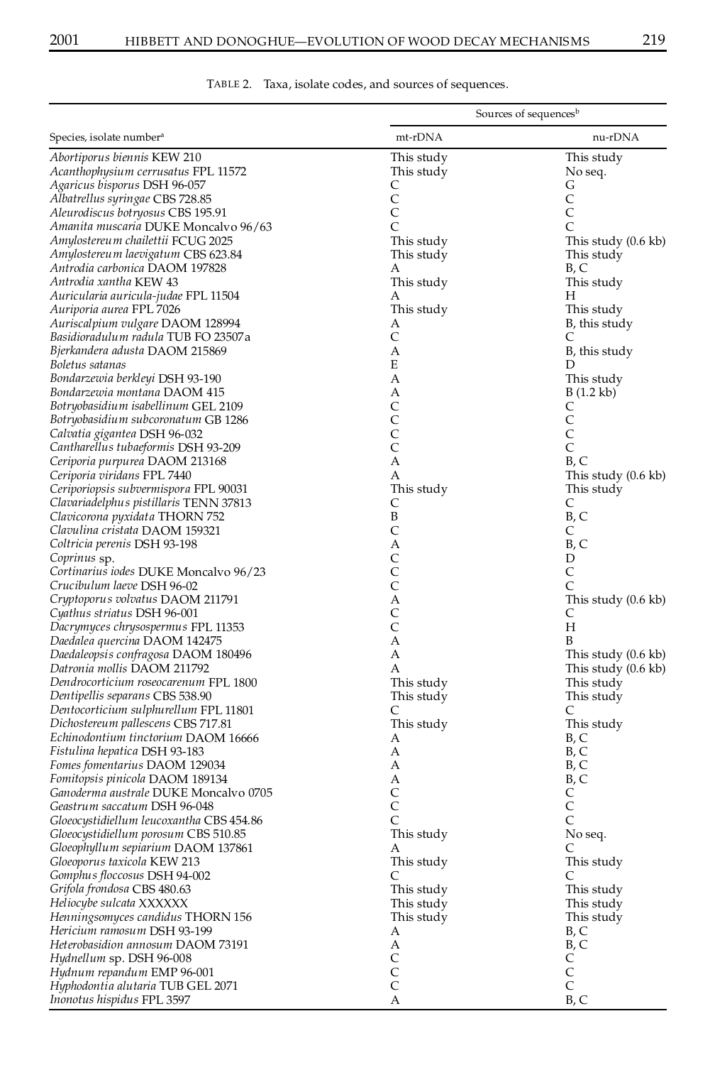TABLE 2. Taxa, isolate codes, and sources of sequences.

| Species, isolate number[a] | Sources of sequences[b] | |
|---|---|---|
| | mt-rDNA | nu-rDNA |
| *Abortiporus biennis* KEW 210 | This study | This study |
| *Acanthophysium cerrusatus* FPL 11572 | This study | No seq. |
| *Agaricus bisporus* DSH 96-057 | C | G |
| *Albatrellus syringae* CBS 728.85 | C | C |
| *Aleurodiscus botryosus* CBS 195.91 | C | C |
| *Amanita muscaria* DUKE Moncalvo 96/63 | C | C |
| *Amylostereum chailettii* FCUG 2025 | This study | This study (0.6 kb) |
| *Amylostereum laevigatum* CBS 623.84 | This study | This study |
| *Antrodia carbonica* DAOM 197828 | A | B, C |
| *Antrodia xantha* KEW 43 | This study | This study |
| *Auricularia auricula-judae* FPL 11504 | A | H |
| *Auriporia aurea* FPL 7026 | This study | This study |
| *Auriscalpium vulgare* DAOM 128994 | A | B, this study |
| *Basidioradulum radula* TUB FO 23507a | C | C |
| *Bjerkandera adusta* DAOM 215869 | A | B, this study |
| *Boletus satanas* | E | D |
| *Bondarzewia berkleyi* DSH 93-190 | A | This study |
| *Bondarzewia montana* DAOM 415 | A | B (1.2 kb) |
| *Botryobasidium isabellinum* GEL 2109 | C | C |
| *Botryobasidium subcoronatum* GB 1286 | C | C |
| *Calvatia gigantea* DSH 96-032 | C | C |
| *Cantharellus tubaeformis* DSH 93-209 | C | C |
| *Ceriporia purpurea* DAOM 213168 | A | B, C |
| *Ceriporia viridans* FPL 7440 | A | This study (0.6 kb) |
| *Ceriporiopsis subvermispora* FPL 90031 | This study | This study |
| *Clavariadelphus pistillaris* TENN 37813 | C | C |
| *Clavicorona pyxidata* THORN 752 | B | B, C |
| *Clavulina cristata* DAOM 159321 | C | C |
| *Coltricia perenis* DSH 93-198 | A | B, C |
| *Coprinus* sp. | C | D |
| *Cortinarius iodes* DUKE Moncalvo 96/23 | C | C |
| *Crucibulum laeve* DSH 96-02 | C | C |
| *Cryptoporus volvatus* DAOM 211791 | A | This study (0.6 kb) |
| *Cyathus striatus* DSH 96-001 | C | C |
| *Dacrymyces chrysospermus* FPL 11353 | C | H |
| *Daedalea quercina* DAOM 142475 | A | B |
| *Daedaleopsis confragosa* DAOM 180496 | A | This study (0.6 kb) |
| *Datronia mollis* DAOM 211792 | A | This study (0.6 kb) |
| *Dendrocorticium roseocarenum* FPL 1800 | This study | This study |
| *Dentipellis separans* CBS 538.90 | This study | This study |
| *Dentocorticium sulphurellum* FPL 11801 | C | C |
| *Dichostereum pallescens* CBS 717.81 | This study | This study |
| *Echinodontium tinctorium* DAOM 16666 | A | B, C |
| *Fistulina hepatica* DSH 93-183 | A | B, C |
| *Fomes fomentarius* DAOM 129034 | A | B, C |
| *Fomitopsis pinicola* DAOM 189134 | A | B, C |
| *Ganoderma australe* DUKE Moncalvo 0705 | C | C |
| *Geastrum saccatum* DSH 96-048 | C | C |
| *Gloeocystidiellum leucoxantha* CBS 454.86 | C | C |
| *Gloeocystidiellum porosum* CBS 510.85 | This study | No seq. |
| *Gloeophyllum sepiarium* DAOM 137861 | A | C |
| *Gloeoporus taxicola* KEW 213 | This study | This study |
| *Gomphus floccosus* DSH 94-002 | C | C |
| *Grifola frondosa* CBS 480.63 | This study | This study |
| *Heliocybe sulcata* XXXXXX | This study | This study |
| *Henningsomyces candidus* THORN 156 | This study | This study |
| *Hericium ramosum* DSH 93-199 | A | B, C |
| *Heterobasidion annosum* DAOM 73191 | A | B, C |
| *Hydnellum* sp. DSH 96-008 | C | C |
| *Hydnum repandum* EMP 96-001 | C | C |
| *Hyphodontia alutaria* TUB GEL 2071 | C | C |
| *Inonotus hispidus* FPL 3597 | A | B, C |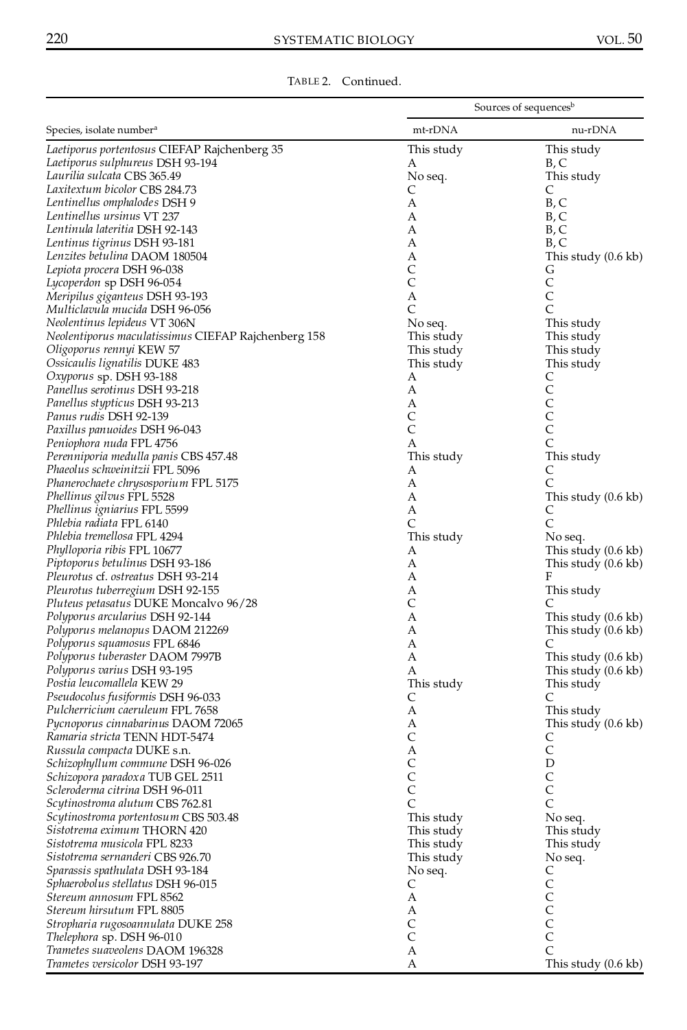TABLE 2. Continued.

| Species, isolate number[a] | Sources of sequences[b] | |
|---|---|---|
| | mt-rDNA | nu-rDNA |
| *Laetiporus portentosus* CIEFAP Rajchenberg 35 | This study | This study |
| *Laetiporus sulphureus* DSH 93-194 | A | B, C |
| *Laurilia sulcata* CBS 365.49 | No seq. | This study |
| *Laxitextum bicolor* CBS 284.73 | C | C |
| *Lentinellus omphalodes* DSH 9 | A | B, C |
| *Lentinellus ursinus* VT 237 | A | B, C |
| *Lentinula lateritia* DSH 92-143 | A | B, C |
| *Lentinus tigrinus* DSH 93-181 | A | B, C |
| *Lenzites betulina* DAOM 180504 | A | This study (0.6 kb) |
| *Lepiota procera* DSH 96-038 | C | G |
| *Lycoperdon* sp DSH 96-054 | C | C |
| *Meripilus giganteus* DSH 93-193 | A | C |
| *Multiclavula mucida* DSH 96-056 | C | C |
| *Neolentinus lepideus* VT 306N | No seq. | This study |
| *Neolentiporus maculatissimus* CIEFAP Rajchenberg 158 | This study | This study |
| *Oligoporus rennyi* KEW 57 | This study | This study |
| *Ossicaulis lignatilis* DUKE 483 | This study | This study |
| *Oxyporus* sp. DSH 93-188 | A | C |
| *Panellus serotinus* DSH 93-218 | A | C |
| *Panellus stypticus* DSH 93-213 | A | C |
| *Panus rudis* DSH 92-139 | C | C |
| *Paxillus panuoides* DSH 96-043 | C | C |
| *Peniophora nuda* FPL 4756 | A | C |
| *Perenniporia medulla panis* CBS 457.48 | This study | This study |
| *Phaeolus schweinitzii* FPL 5096 | A | C |
| *Phanerochaete chrysosporium* FPL 5175 | A | C |
| *Phellinus gilvus* FPL 5528 | A | This study (0.6 kb) |
| *Phellinus igniarius* FPL 5599 | A | C |
| *Phlebia radiata* FPL 6140 | C | C |
| *Phlebia tremellosa* FPL 4294 | This study | No seq. |
| *Phylloporia ribis* FPL 10677 | A | This study (0.6 kb) |
| *Piptoporus betulinus* DSH 93-186 | A | This study (0.6 kb) |
| *Pleurotus* cf. *ostreatus* DSH 93-214 | A | F |
| *Pleurotus tuberregium* DSH 92-155 | A | This study |
| *Pluteus petasatus* DUKE Moncalvo 96/28 | C | C |
| *Polyporus arcularius* DSH 92-144 | A | This study (0.6 kb) |
| *Polyporus melanopus* DAOM 212269 | A | This study (0.6 kb) |
| *Polyporus squamosus* FPL 6846 | A | C |
| *Polyporus tuberaster* DAOM 7997B | A | This study (0.6 kb) |
| *Polyporus varius* DSH 93-195 | A | This study (0.6 kb) |
| *Postia leucomallela* KEW 29 | This study | This study |
| *Pseudocolus fusiformis* DSH 96-033 | C | C |
| *Pulcherricium caeruleum* FPL 7658 | A | This study |
| *Pycnoporus cinnabarinus* DAOM 72065 | A | This study (0.6 kb) |
| *Ramaria stricta* TENN HDT-5474 | C | C |
| *Russula compacta* DUKE s.n. | A | C |
| *Schizophyllum commune* DSH 96-026 | C | D |
| *Schizopora paradoxa* TUB GEL 2511 | C | C |
| *Scleroderma citrina* DSH 96-011 | C | C |
| *Scytinostroma alutum* CBS 762.81 | C | C |
| *Scytinostroma portentosum* CBS 503.48 | This study | No seq. |
| *Sistotrema eximum* THORN 420 | This study | This study |
| *Sistotrema musicola* FPL 8233 | This study | This study |
| *Sistotrema sernanderi* CBS 926.70 | This study | No seq. |
| *Sparassis spathulata* DSH 93-184 | No seq. | C |
| *Sphaerobolus stellatus* DSH 96-015 | C | C |
| *Stereum annosum* FPL 8562 | A | C |
| *Stereum hirsutum* FPL 8805 | A | C |
| *Stropharia rugosoannulata* DUKE 258 | C | C |
| *Thelephora* sp. DSH 96-010 | C | C |
| *Trametes suaveolens* DAOM 196328 | A | C |
| *Trametes versicolor* DSH 93-197 | A | This study (0.6 kb) |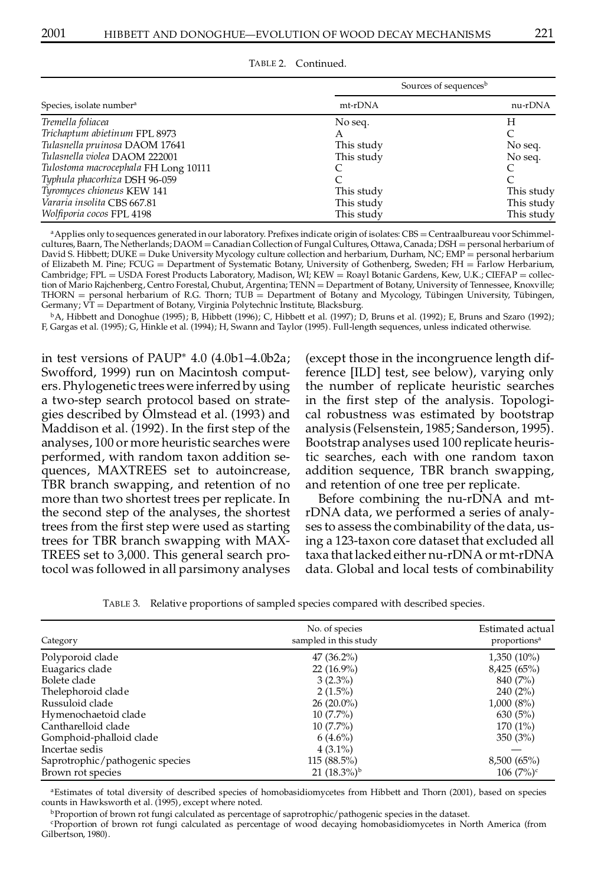TABLE 2. Continued.

| Species, isolate number[a] | Sources of sequences[b] | |
|---|---|---|
| | mt-rDNA | nu-rDNA |
| *Tremella foliacea* | No seq. | H |
| *Trichaptum abietinum* FPL 8973 | A | C |
| *Tulasnella pruinosa* DAOM 17641 | This study | No seq. |
| *Tulasnella violea* DAOM 222001 | This study | No seq. |
| *Tulostoma macrocephala* FH Long 10111 | C | C |
| *Typhula phacorhiza* DSH 96-059 | C | C |
| *Tyromyces chioneus* KEW 141 | This study | This study |
| *Vararia insolita* CBS 667.81 | This study | This study |
| *Wolfiporia cocos* FPL 4198 | This study | This study |

[a]Applies only to sequences generated in our laboratory. Prefixes indicate origin of isolates: CBS = Centraalbureau voor Schimmelcultures, Baarn, The Netherlands; DAOM = Canadian Collection of Fungal Cultures, Ottawa, Canada; DSH = personal herbarium of David S. Hibbett; DUKE = Duke University Mycology culture collection and herbarium, Durham, NC; EMP = personal herbarium of Elizabeth M. Pine; FCUG = Department of Systematic Botany, University of Gothenberg, Sweden; FH = Farlow Herbarium, Cambridge; FPL = USDA Forest Products Laboratory, Madison, WI; KEW = Roayl Botanic Gardens, Kew, U.K.; CIEFAP = collection of Mario Rajchenberg, Centro Forestal, Chubut, Argentina; TENN = Department of Botany, University of Tennessee, Knoxville; THORN = personal herbarium of R.G. Thorn; TUB = Department of Botany and Mycology, Tübingen University, Tübingen, Germany; VT = Department of Botany, Virginia Polytechnic Institute, Blacksburg.

[b]A, Hibbett and Donoghue (1995); B, Hibbett (1996); C, Hibbett et al. (1997); D, Bruns et al. (1992); E, Bruns and Szaro (1992); F, Gargas et al. (1995); G, Hinkle et al. (1994); H, Swann and Taylor (1995). Full-length sequences, unless indicated otherwise.

in test versions of PAUP* 4.0 (4.0b1–4.0b2a; Swofford, 1999) run on Macintosh computers. Phylogenetic trees were inferred by using a two-step search protocol based on strategies described by Olmstead et al. (1993) and Maddison et al. (1992). In the first step of the analyses, 100 or more heuristic searches were performed, with random taxon addition sequences, MAXTREES set to autoincrease, TBR branch swapping, and retention of no more than two shortest trees per replicate. In the second step of the analyses, the shortest trees from the first step were used as starting trees for TBR branch swapping with MAXTREES set to 3,000. This general search protocol was followed in all parsimony analyses (except those in the incongruence length difference [ILD] test, see below), varying only the number of replicate heuristic searches in the first step of the analysis. Topological robustness was estimated by bootstrap analysis (Felsenstein, 1985; Sanderson, 1995). Bootstrap analyses used 100 replicate heuristic searches, each with one random taxon addition sequence, TBR branch swapping, and retention of one tree per replicate.

Before combining the nu-rDNA and mt-rDNA data, we performed a series of analyses to assess the combinability of the data, using a 123-taxon core dataset that excluded all taxa that lacked either nu-rDNA or mt-rDNA data. Global and local tests of combinability

TABLE 3. Relative proportions of sampled species compared with described species.

| Category | No. of species sampled in this study | Estimated actual proportions[a] |
|---|---|---|
| Polyporoid clade | 47 (36.2%) | 1,350 (10%) |
| Euagarics clade | 22 (16.9%) | 8,425 (65%) |
| Bolete clade | 3 (2.3%) | 840 (7%) |
| Thelephoroid clade | 2 (1.5%) | 240 (2%) |
| Russuloid clade | 26 (20.0%) | 1,000 (8%) |
| Hymenochaetoid clade | 10 (7.7%) | 630 (5%) |
| Cantharelloid clade | 10 (7.7%) | 170 (1%) |
| Gomphoid-phalloid clade | 6 (4.6%) | 350 (3%) |
| Incertae sedis | 4 (3.1%) | — |
| Saprotrophic/pathogenic species | 115 (88.5%) | 8,500 (65%) |
| Brown rot species | 21 (18.3%)[b] | 106 (7%)[c] |

[a]Estimates of total diversity of described species of homobasidiomycetes from Hibbett and Thorn (2001), based on species counts in Hawksworth et al. (1995), except where noted.

[b]Proportion of brown rot fungi calculated as percentage of saprotrophic/pathogenic species in the dataset.

[c]Proportion of brown rot fungi calculated as percentage of wood decaying homobasidiomycetes in North America (from Gilbertson, 1980).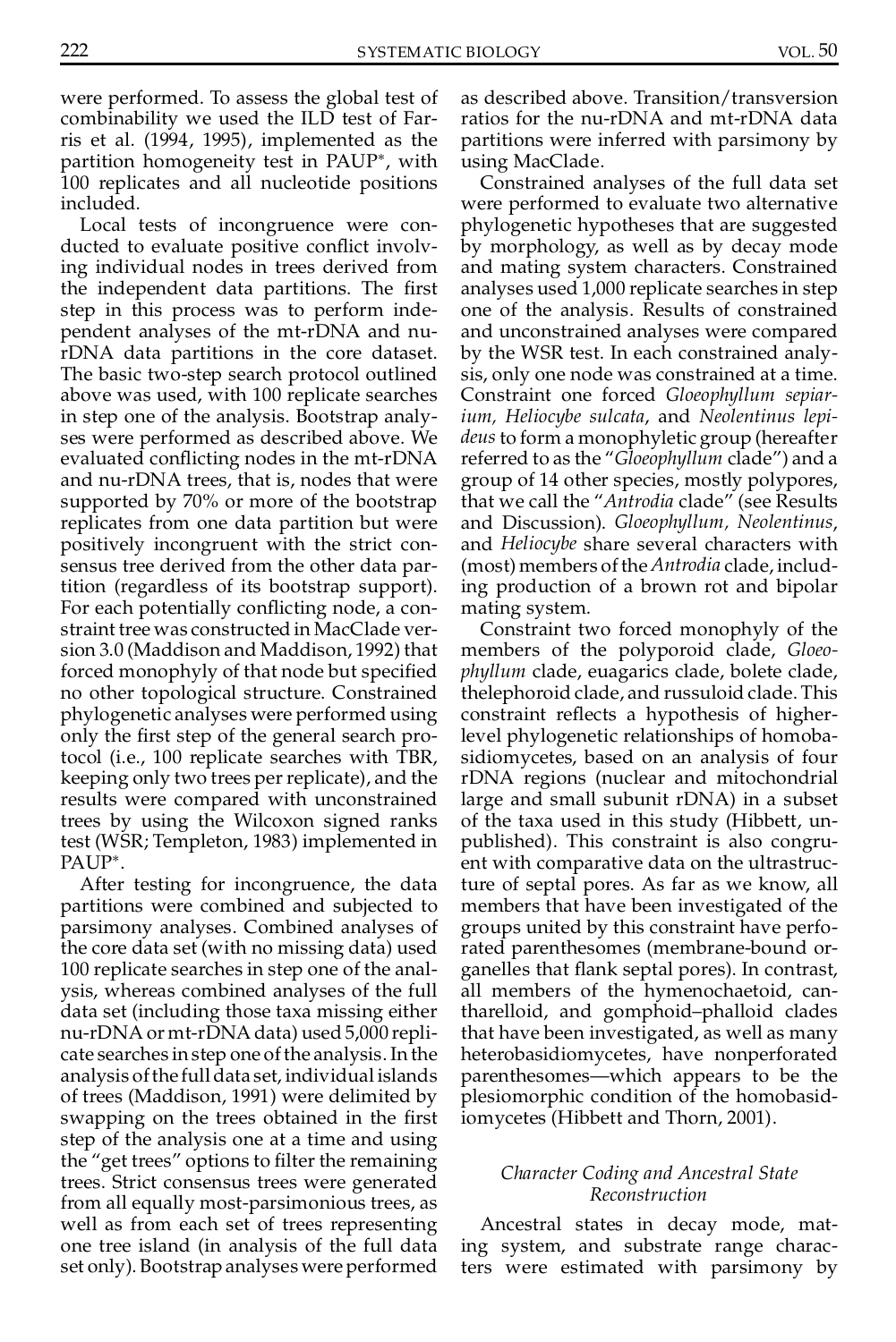were performed. To assess the global test of combinability we used the ILD test of Farris et al. (1994, 1995), implemented as the partition homogeneity test in PAUP*, with 100 replicates and all nucleotide positions included.

Local tests of incongruence were conducted to evaluate positive conflict involving individual nodes in trees derived from the independent data partitions. The first step in this process was to perform independent analyses of the mt-rDNA and nu-rDNA data partitions in the core dataset. The basic two-step search protocol outlined above was used, with 100 replicate searches in step one of the analysis. Bootstrap analyses were performed as described above. We evaluated conflicting nodes in the mt-rDNA and nu-rDNA trees, that is, nodes that were supported by 70% or more of the bootstrap replicates from one data partition but were positively incongruent with the strict consensus tree derived from the other data partition (regardless of its bootstrap support). For each potentially conflicting node, a constraint tree was constructed in MacClade version 3.0 (Maddison and Maddison, 1992) that forced monophyly of that node but specified no other topological structure. Constrained phylogenetic analyses were performed using only the first step of the general search protocol (i.e., 100 replicate searches with TBR, keeping only two trees per replicate), and the results were compared with unconstrained trees by using the Wilcoxon signed ranks test (WSR; Templeton, 1983) implemented in PAUP*.

After testing for incongruence, the data partitions were combined and subjected to parsimony analyses. Combined analyses of the core data set (with no missing data) used 100 replicate searches in step one of the analysis, whereas combined analyses of the full data set (including those taxa missing either nu-rDNA or mt-rDNA data) used 5,000 replicate searches in step one of the analysis. In the analysis of the full data set, individual islands of trees (Maddison, 1991) were delimited by swapping on the trees obtained in the first step of the analysis one at a time and using the "get trees" options to filter the remaining trees. Strict consensus trees were generated from all equally most-parsimonious trees, as well as from each set of trees representing one tree island (in analysis of the full data set only). Bootstrap analyses were performed as described above. Transition/transversion ratios for the nu-rDNA and mt-rDNA data partitions were inferred with parsimony by using MacClade.

Constrained analyses of the full data set were performed to evaluate two alternative phylogenetic hypotheses that are suggested by morphology, as well as by decay mode and mating system characters. Constrained analyses used 1,000 replicate searches in step one of the analysis. Results of constrained and unconstrained analyses were compared by the WSR test. In each constrained analysis, only one node was constrained at a time. Constraint one forced *Gloeophyllum sepiarium, Heliocybe sulcata*, and *Neolentinus lepideus* to form a monophyletic group (hereafter referred to as the "*Gloeophyllum* clade") and a group of 14 other species, mostly polypores, that we call the "*Antrodia* clade" (see Results and Discussion). *Gloeophyllum, Neolentinus*, and *Heliocybe* share several characters with (most) members of the *Antrodia* clade, including production of a brown rot and bipolar mating system.

Constraint two forced monophyly of the members of the polyporoid clade, *Gloeophyllum* clade, euagarics clade, bolete clade, thelephoroid clade, and russuloid clade. This constraint reflects a hypothesis of higher-level phylogenetic relationships of homobasidiomycetes, based on an analysis of four rDNA regions (nuclear and mitochondrial large and small subunit rDNA) in a subset of the taxa used in this study (Hibbett, unpublished). This constraint is also congruent with comparative data on the ultrastructure of septal pores. As far as we know, all members that have been investigated of the groups united by this constraint have perforated parenthesomes (membrane-bound organelles that flank septal pores). In contrast, all members of the hymenochaetoid, cantharelloid, and gomphoid–phalloid clades that have been investigated, as well as many heterobasidiomycetes, have nonperforated parenthesomes—which appears to be the plesiomorphic condition of the homobasidiomycetes (Hibbett and Thorn, 2001).

### *Character Coding and Ancestral State Reconstruction*

Ancestral states in decay mode, mating system, and substrate range characters were estimated with parsimony by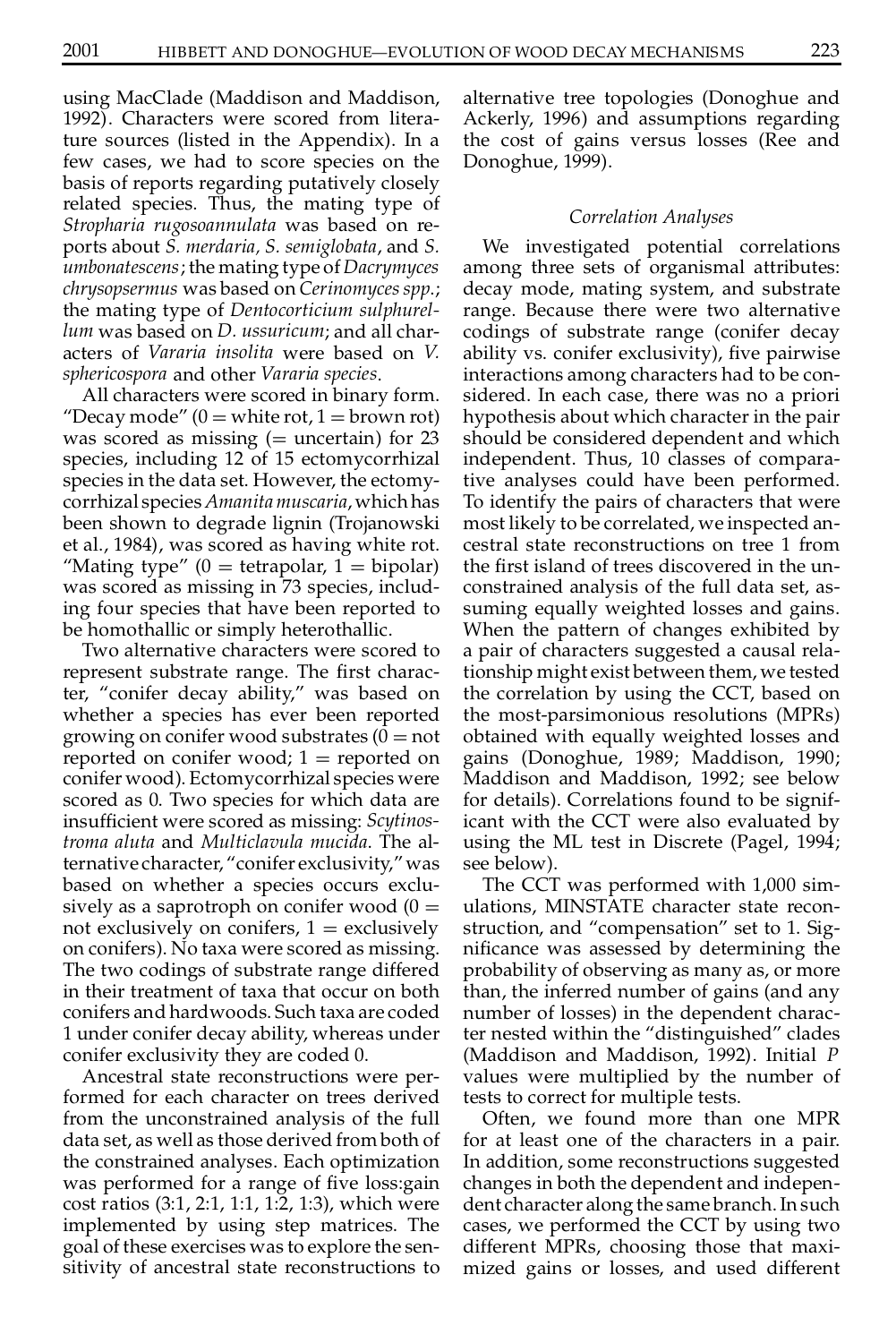using MacClade (Maddison and Maddison, 1992). Characters were scored from literature sources (listed in the Appendix). In a few cases, we had to score species on the basis of reports regarding putatively closely related species. Thus, the mating type of *Stropharia rugosoannulata* was based on reports about *S. merdaria, S. semiglobata*, and *S. umbonatescens*; the mating type of *Dacrymyces chrysopsermus* was based on *Cerinomyces spp.*; the mating type of *Dentocorticium sulphurellum* was based on *D. ussuricum*; and all characters of *Vararia insolita* were based on *V. sphericospora* and other *Vararia species*.

All characters were scored in binary form. "Decay mode" (0 = white rot, 1 = brown rot) was scored as missing (= uncertain) for 23 species, including 12 of 15 ectomycorrhizal species in the data set. However, the ectomycorrhizal species *Amanita muscaria*, which has been shown to degrade lignin (Trojanowski et al., 1984), was scored as having white rot. "Mating type" (0 = tetrapolar, 1 = bipolar) was scored as missing in 73 species, including four species that have been reported to be homothallic or simply heterothallic.

Two alternative characters were scored to represent substrate range. The first character, "conifer decay ability," was based on whether a species has ever been reported growing on conifer wood substrates (0 = not reported on conifer wood; 1 = reported on conifer wood). Ectomycorrhizal species were scored as 0. Two species for which data are insufficient were scored as missing: *Scytinostroma aluta* and *Multiclavula mucida*. The alternative character, "conifer exclusivity," was based on whether a species occurs exclusively as a saprotroph on conifer wood (0 = not exclusively on conifers, 1 = exclusively on conifers). No taxa were scored as missing. The two codings of substrate range differed in their treatment of taxa that occur on both conifers and hardwoods. Such taxa are coded 1 under conifer decay ability, whereas under conifer exclusivity they are coded 0.

Ancestral state reconstructions were performed for each character on trees derived from the unconstrained analysis of the full data set, as well as those derived from both of the constrained analyses. Each optimization was performed for a range of five loss:gain cost ratios (3:1, 2:1, 1:1, 1:2, 1:3), which were implemented by using step matrices. The goal of these exercises was to explore the sensitivity of ancestral state reconstructions to alternative tree topologies (Donoghue and Ackerly, 1996) and assumptions regarding the cost of gains versus losses (Ree and Donoghue, 1999).

### *Correlation Analyses*

We investigated potential correlations among three sets of organismal attributes: decay mode, mating system, and substrate range. Because there were two alternative codings of substrate range (conifer decay ability vs. conifer exclusivity), five pairwise interactions among characters had to be considered. In each case, there was no a priori hypothesis about which character in the pair should be considered dependent and which independent. Thus, 10 classes of comparative analyses could have been performed. To identify the pairs of characters that were most likely to be correlated, we inspected ancestral state reconstructions on tree 1 from the first island of trees discovered in the unconstrained analysis of the full data set, assuming equally weighted losses and gains. When the pattern of changes exhibited by a pair of characters suggested a causal relationship might exist between them, we tested the correlation by using the CCT, based on the most-parsimonious resolutions (MPRs) obtained with equally weighted losses and gains (Donoghue, 1989; Maddison, 1990; Maddison and Maddison, 1992; see below for details). Correlations found to be significant with the CCT were also evaluated by using the ML test in Discrete (Pagel, 1994; see below).

The CCT was performed with 1,000 simulations, MINSTATE character state reconstruction, and "compensation" set to 1. Significance was assessed by determining the probability of observing as many as, or more than, the inferred number of gains (and any number of losses) in the dependent character nested within the "distinguished" clades (Maddison and Maddison, 1992). Initial $P$ values were multiplied by the number of tests to correct for multiple tests.

Often, we found more than one MPR for at least one of the characters in a pair. In addition, some reconstructions suggested changes in both the dependent and independent character along the same branch. In such cases, we performed the CCT by using two different MPRs, choosing those that maximized gains or losses, and used different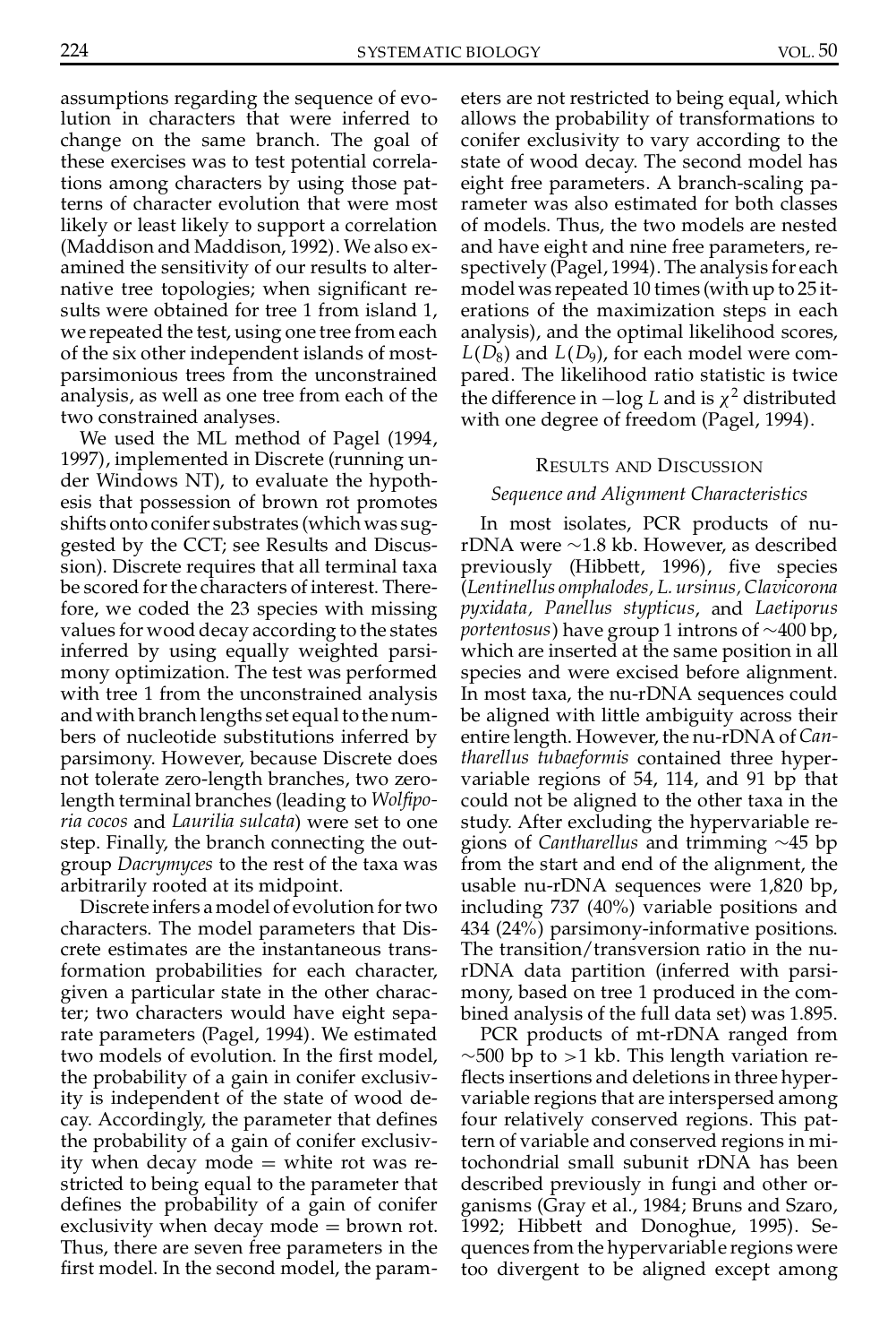assumptions regarding the sequence of evolution in characters that were inferred to change on the same branch. The goal of these exercises was to test potential correlations among characters by using those patterns of character evolution that were most likely or least likely to support a correlation (Maddison and Maddison, 1992). We also examined the sensitivity of our results to alternative tree topologies; when significant results were obtained for tree 1 from island 1, we repeated the test, using one tree from each of the six other independent islands of most-parsimonious trees from the unconstrained analysis, as well as one tree from each of the two constrained analyses.

We used the ML method of Pagel (1994, 1997), implemented in Discrete (running under Windows NT), to evaluate the hypothesis that possession of brown rot promotes shifts onto conifer substrates (which was suggested by the CCT; see Results and Discussion). Discrete requires that all terminal taxa be scored for the characters of interest. Therefore, we coded the 23 species with missing values for wood decay according to the states inferred by using equally weighted parsimony optimization. The test was performed with tree 1 from the unconstrained analysis and with branch lengths set equal to the numbers of nucleotide substitutions inferred by parsimony. However, because Discrete does not tolerate zero-length branches, two zero-length terminal branches (leading to *Wolfiporia cocos* and *Laurilia sulcata*) were set to one step. Finally, the branch connecting the outgroup *Dacrymyces* to the rest of the taxa was arbitrarily rooted at its midpoint.

Discrete infers a model of evolution for two characters. The model parameters that Discrete estimates are the instantaneous transformation probabilities for each character, given a particular state in the other character; two characters would have eight separate parameters (Pagel, 1994). We estimated two models of evolution. In the first model, the probability of a gain in conifer exclusivity is independent of the state of wood decay. Accordingly, the parameter that defines the probability of a gain of conifer exclusivity when decay mode = white rot was restricted to being equal to the parameter that defines the probability of a gain of conifer exclusivity when decay mode = brown rot. Thus, there are seven free parameters in the first model. In the second model, the parameters are not restricted to being equal, which allows the probability of transformations to conifer exclusivity to vary according to the state of wood decay. The second model has eight free parameters. A branch-scaling parameter was also estimated for both classes of models. Thus, the two models are nested and have eight and nine free parameters, respectively (Pagel, 1994). The analysis for each model was repeated 10 times (with up to 25 iterations of the maximization steps in each analysis), and the optimal likelihood scores, $L(D_8)$ and $L(D_9)$, for each model were compared. The likelihood ratio statistic is twice the difference in $-\log L$ and is $\chi^2$ distributed with one degree of freedom (Pagel, 1994).

## Results and Discussion

### *Sequence and Alignment Characteristics*

In most isolates, PCR products of nu-rDNA were ~1.8 kb. However, as described previously (Hibbett, 1996), five species (*Lentinellus omphalodes, L. ursinus, Clavicorona pyxidata, Panellus stypticus*, and *Laetiporus portentosus*) have group 1 introns of ~400 bp, which are inserted at the same position in all species and were excised before alignment. In most taxa, the nu-rDNA sequences could be aligned with little ambiguity across their entire length. However, the nu-rDNA of *Cantharellus tubaeformis* contained three hypervariable regions of 54, 114, and 91 bp that could not be aligned to the other taxa in the study. After excluding the hypervariable regions of *Cantharellus* and trimming ~45 bp from the start and end of the alignment, the usable nu-rDNA sequences were 1,820 bp, including 737 (40%) variable positions and 434 (24%) parsimony-informative positions. The transition/transversion ratio in the nu-rDNA data partition (inferred with parsimony, based on tree 1 produced in the combined analysis of the full data set) was 1.895.

PCR products of mt-rDNA ranged from ~500 bp to >1 kb. This length variation reflects insertions and deletions in three hypervariable regions that are interspersed among four relatively conserved regions. This pattern of variable and conserved regions in mitochondrial small subunit rDNA has been described previously in fungi and other organisms (Gray et al., 1984; Bruns and Szaro, 1992; Hibbett and Donoghue, 1995). Sequences from the hypervariable regions were too divergent to be aligned except among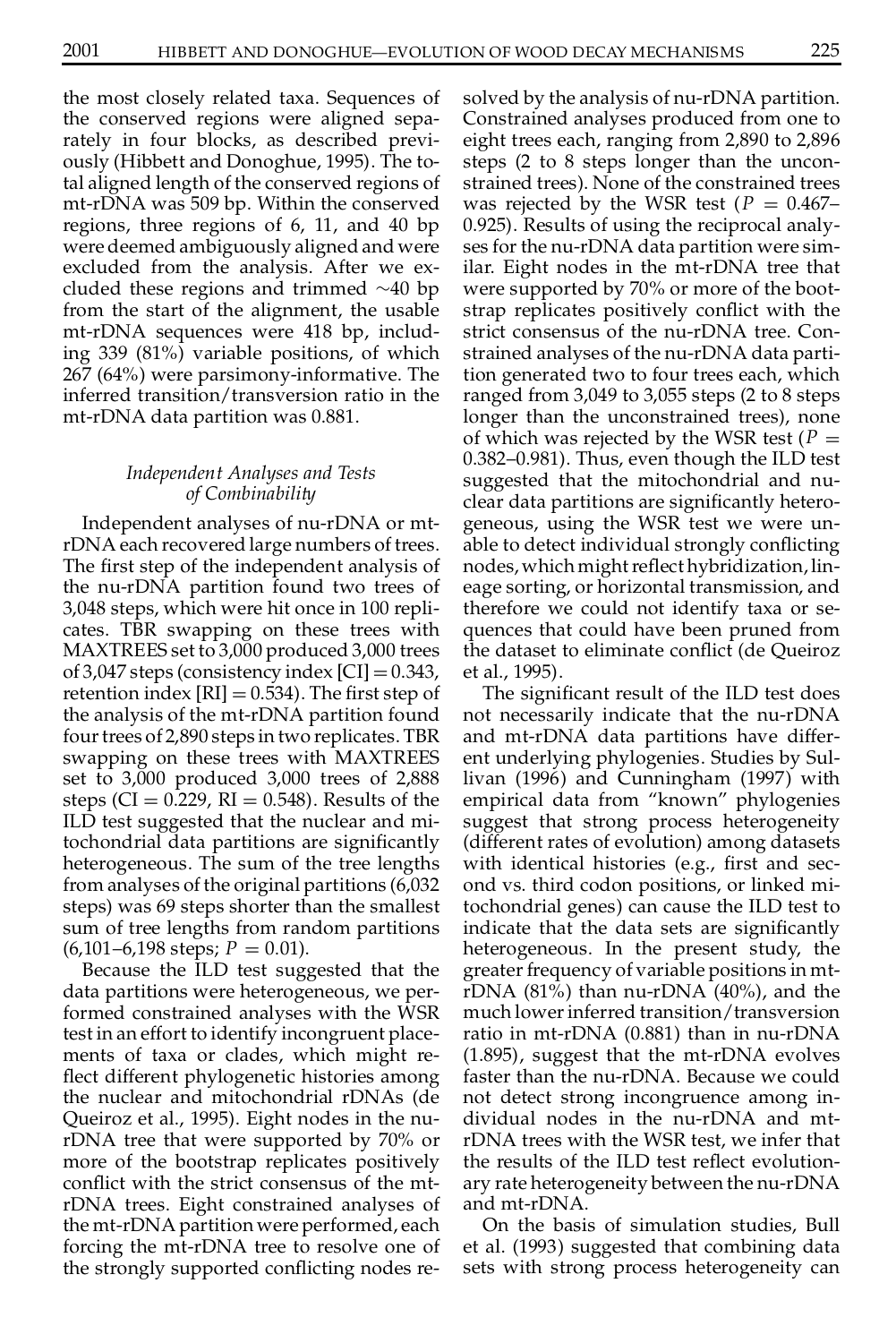the most closely related taxa. Sequences of the conserved regions were aligned separately in four blocks, as described previously (Hibbett and Donoghue, 1995). The total aligned length of the conserved regions of mt-rDNA was 509 bp. Within the conserved regions, three regions of 6, 11, and 40 bp were deemed ambiguously aligned and were excluded from the analysis. After we excluded these regions and trimmed ~40 bp from the start of the alignment, the usable mt-rDNA sequences were 418 bp, including 339 (81%) variable positions, of which 267 (64%) were parsimony-informative. The inferred transition/transversion ratio in the mt-rDNA data partition was 0.881.

### *Independent Analyses and Tests of Combinability*

Independent analyses of nu-rDNA or mt-rDNA each recovered large numbers of trees. The first step of the independent analysis of the nu-rDNA partition found two trees of 3,048 steps, which were hit once in 100 replicates. TBR swapping on these trees with MAXTREES set to 3,000 produced 3,000 trees of 3,047 steps (consistency index [CI] = 0.343, retention index [RI] = 0.534). The first step of the analysis of the mt-rDNA partition found four trees of 2,890 steps in two replicates. TBR swapping on these trees with MAXTREES set to 3,000 produced 3,000 trees of 2,888 steps (CI = 0.229, RI = 0.548). Results of the ILD test suggested that the nuclear and mitochondrial data partitions are significantly heterogeneous. The sum of the tree lengths from analyses of the original partitions (6,032 steps) was 69 steps shorter than the smallest sum of tree lengths from random partitions (6,101–6,198 steps; $P = 0.01$).

Because the ILD test suggested that the data partitions were heterogeneous, we performed constrained analyses with the WSR test in an effort to identify incongruent placements of taxa or clades, which might reflect different phylogenetic histories among the nuclear and mitochondrial rDNAs (de Queiroz et al., 1995). Eight nodes in the nu-rDNA tree that were supported by 70% or more of the bootstrap replicates positively conflict with the strict consensus of the mt-rDNA trees. Eight constrained analyses of the mt-rDNA partition were performed, each forcing the mt-rDNA tree to resolve one of the strongly supported conflicting nodes resolved by the analysis of nu-rDNA partition. Constrained analyses produced from one to eight trees each, ranging from 2,890 to 2,896 steps (2 to 8 steps longer than the unconstrained trees). None of the constrained trees was rejected by the WSR test ($P = 0.467$–$0.925$). Results of using the reciprocal analyses for the nu-rDNA data partition were similar. Eight nodes in the mt-rDNA tree that were supported by 70% or more of the bootstrap replicates positively conflict with the strict consensus of the nu-rDNA tree. Constrained analyses of the nu-rDNA data partition generated two to four trees each, which ranged from 3,049 to 3,055 steps (2 to 8 steps longer than the unconstrained trees), none of which was rejected by the WSR test ($P = 0.382$–$0.981$). Thus, even though the ILD test suggested that the mitochondrial and nuclear data partitions are significantly heterogeneous, using the WSR test we were unable to detect individual strongly conflicting nodes, which might reflect hybridization, lineage sorting, or horizontal transmission, and therefore we could not identify taxa or sequences that could have been pruned from the dataset to eliminate conflict (de Queiroz et al., 1995).

The significant result of the ILD test does not necessarily indicate that the nu-rDNA and mt-rDNA data partitions have different underlying phylogenies. Studies by Sullivan (1996) and Cunningham (1997) with empirical data from "known" phylogenies suggest that strong process heterogeneity (different rates of evolution) among datasets with identical histories (e.g., first and second vs. third codon positions, or linked mitochondrial genes) can cause the ILD test to indicate that the data sets are significantly heterogeneous. In the present study, the greater frequency of variable positions in mt-rDNA (81%) than nu-rDNA (40%), and the much lower inferred transition/transversion ratio in mt-rDNA (0.881) than in nu-rDNA (1.895), suggest that the mt-rDNA evolves faster than the nu-rDNA. Because we could not detect strong incongruence among individual nodes in the nu-rDNA and mt-rDNA trees with the WSR test, we infer that the results of the ILD test reflect evolutionary rate heterogeneity between the nu-rDNA and mt-rDNA.

On the basis of simulation studies, Bull et al. (1993) suggested that combining data sets with strong process heterogeneity can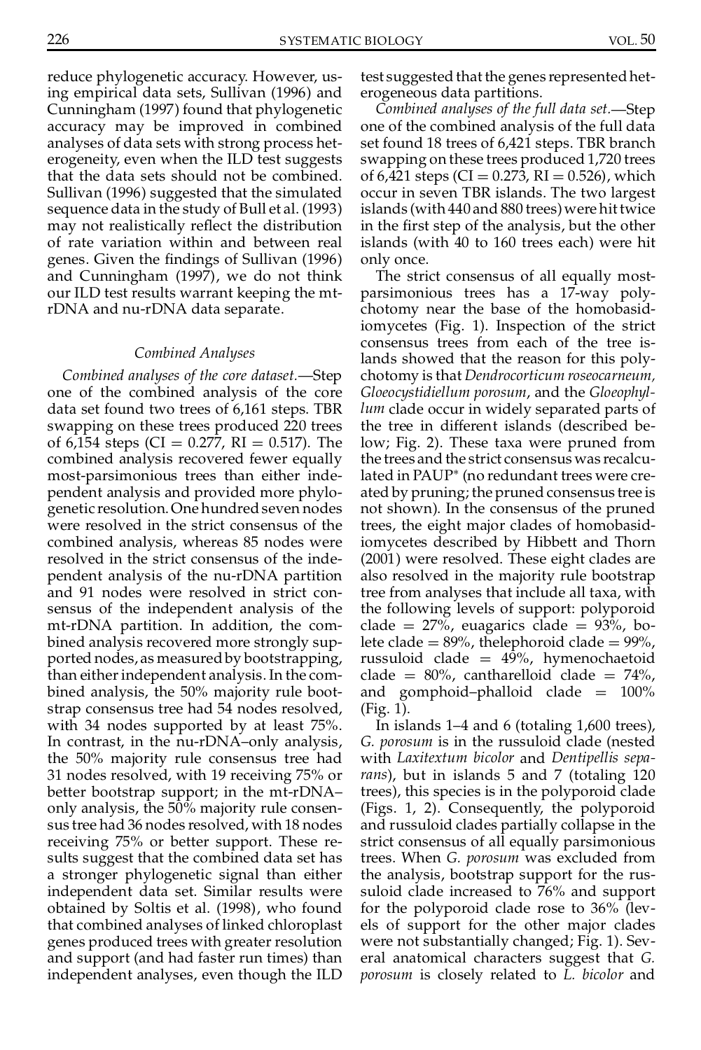reduce phylogenetic accuracy. However, using empirical data sets, Sullivan (1996) and Cunningham (1997) found that phylogenetic accuracy may be improved in combined analyses of data sets with strong process heterogeneity, even when the ILD test suggests that the data sets should not be combined. Sullivan (1996) suggested that the simulated sequence data in the study of Bull et al. (1993) may not realistically reflect the distribution of rate variation within and between real genes. Given the findings of Sullivan (1996) and Cunningham (1997), we do not think our ILD test results warrant keeping the mt-rDNA and nu-rDNA data separate.

### Combined Analyses

*Combined analyses of the core dataset.*—Step one of the combined analysis of the core data set found two trees of 6,161 steps. TBR swapping on these trees produced 220 trees of 6,154 steps (CI = 0.277, RI = 0.517). The combined analysis recovered fewer equally most-parsimonious trees than either independent analysis and provided more phylogenetic resolution. One hundred seven nodes were resolved in the strict consensus of the combined analysis, whereas 85 nodes were resolved in the strict consensus of the independent analysis of the nu-rDNA partition and 91 nodes were resolved in strict consensus of the independent analysis of the mt-rDNA partition. In addition, the combined analysis recovered more strongly supported nodes, as measured by bootstrapping, than either independent analysis. In the combined analysis, the 50% majority rule bootstrap consensus tree had 54 nodes resolved, with 34 nodes supported by at least 75%. In contrast, in the nu-rDNA–only analysis, the 50% majority rule consensus tree had 31 nodes resolved, with 19 receiving 75% or better bootstrap support; in the mt-rDNA–only analysis, the 50% majority rule consensus tree had 36 nodes resolved, with 18 nodes receiving 75% or better support. These results suggest that the combined data set has a stronger phylogenetic signal than either independent data set. Similar results were obtained by Soltis et al. (1998), who found that combined analyses of linked chloroplast genes produced trees with greater resolution and support (and had faster run times) than independent analyses, even though the ILD test suggested that the genes represented heterogeneous data partitions.

*Combined analyses of the full data set.*—Step one of the combined analysis of the full data set found 18 trees of 6,421 steps. TBR branch swapping on these trees produced 1,720 trees of 6,421 steps (CI = 0.273, RI = 0.526), which occur in seven TBR islands. The two largest islands (with 440 and 880 trees) were hit twice in the first step of the analysis, but the other islands (with 40 to 160 trees each) were hit only once.

The strict consensus of all equally most-parsimonious trees has a 17-way polychotomy near the base of the homobasidiomycetes (Fig. 1). Inspection of the strict consensus trees from each of the tree islands showed that the reason for this polychotomy is that *Dendrocorticum roseocarneum, Gloeocystidiellum porosum*, and the *Gloeophyllum* clade occur in widely separated parts of the tree in different islands (described below; Fig. 2). These taxa were pruned from the trees and the strict consensus was recalculated in PAUP* (no redundant trees were created by pruning; the pruned consensus tree is not shown). In the consensus of the pruned trees, the eight major clades of homobasidiomycetes described by Hibbett and Thorn (2001) were resolved. These eight clades are also resolved in the majority rule bootstrap tree from analyses that include all taxa, with the following levels of support: polyporoid clade = 27%, euagarics clade = 93%, bolete clade = 89%, thelephoroid clade = 99%, russuloid clade = 49%, hymenochaetoid clade = 80%, cantharelloid clade = 74%, and gomphoid–phalloid clade = 100% (Fig. 1).

In islands 1–4 and 6 (totaling 1,600 trees), *G. porosum* is in the russuloid clade (nested with *Laxitextum bicolor* and *Dentipellis separans*), but in islands 5 and 7 (totaling 120 trees), this species is in the polyporoid clade (Figs. 1, 2). Consequently, the polyporoid and russuloid clades partially collapse in the strict consensus of all equally parsimonious trees. When *G. porosum* was excluded from the analysis, bootstrap support for the russuloid clade increased to 76% and support for the polyporoid clade rose to 36% (levels of support for the other major clades were not substantially changed; Fig. 1). Several anatomical characters suggest that *G. porosum* is closely related to *L. bicolor* and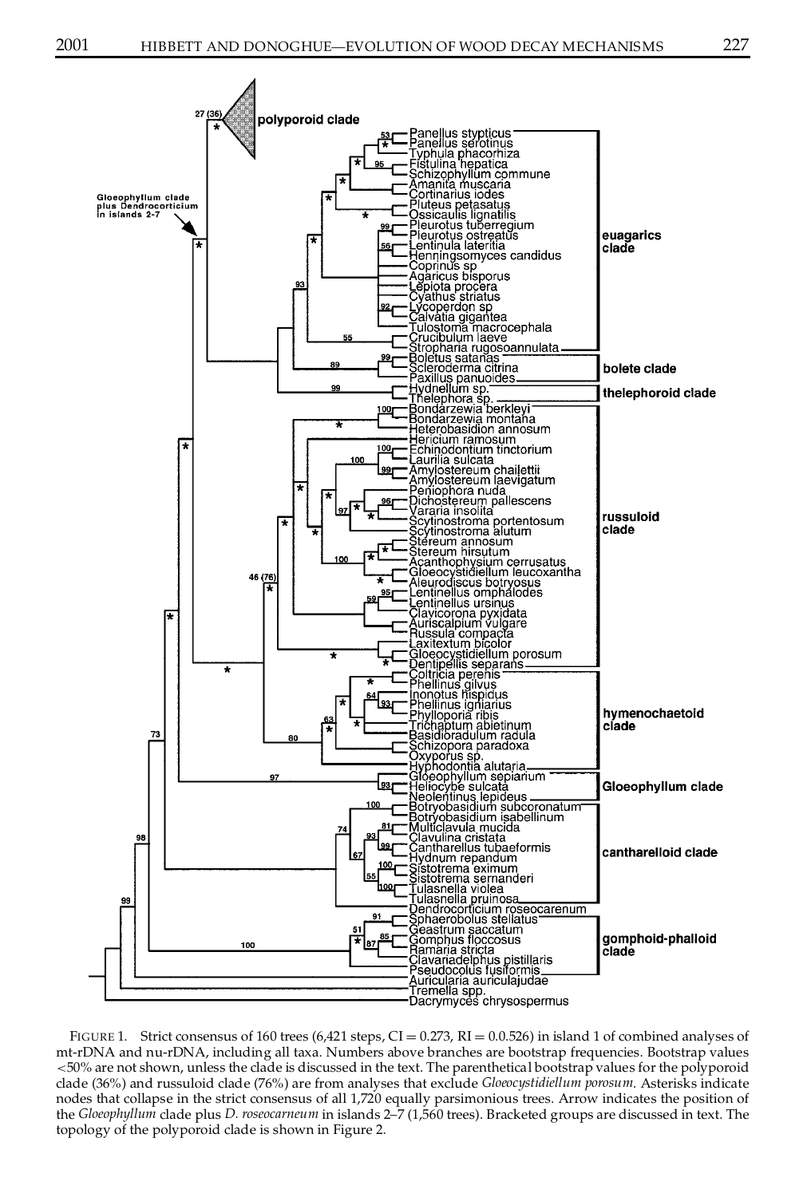FIGURE 1. Strict consensus of 160 trees (6,421 steps, CI = 0.273, RI = 0.0.526) in island 1 of combined analyses of mt-rDNA and nu-rDNA, including all taxa. Numbers above branches are bootstrap frequencies. Bootstrap values <50% are not shown, unless the clade is discussed in the text. The parenthetical bootstrap values for the polyporoid clade (36%) and russuloid clade (76%) are from analyses that exclude *Gloeocystidiellum porosum*. Asterisks indicate nodes that collapse in the strict consensus of all 1,720 equally parsimonious trees. Arrow indicates the position of the *Gloeophyllum* clade plus *D. roseocarneum* in islands 2–7 (1,560 trees). Bracketed groups are discussed in text. The topology of the polyporoid clade is shown in Figure 2.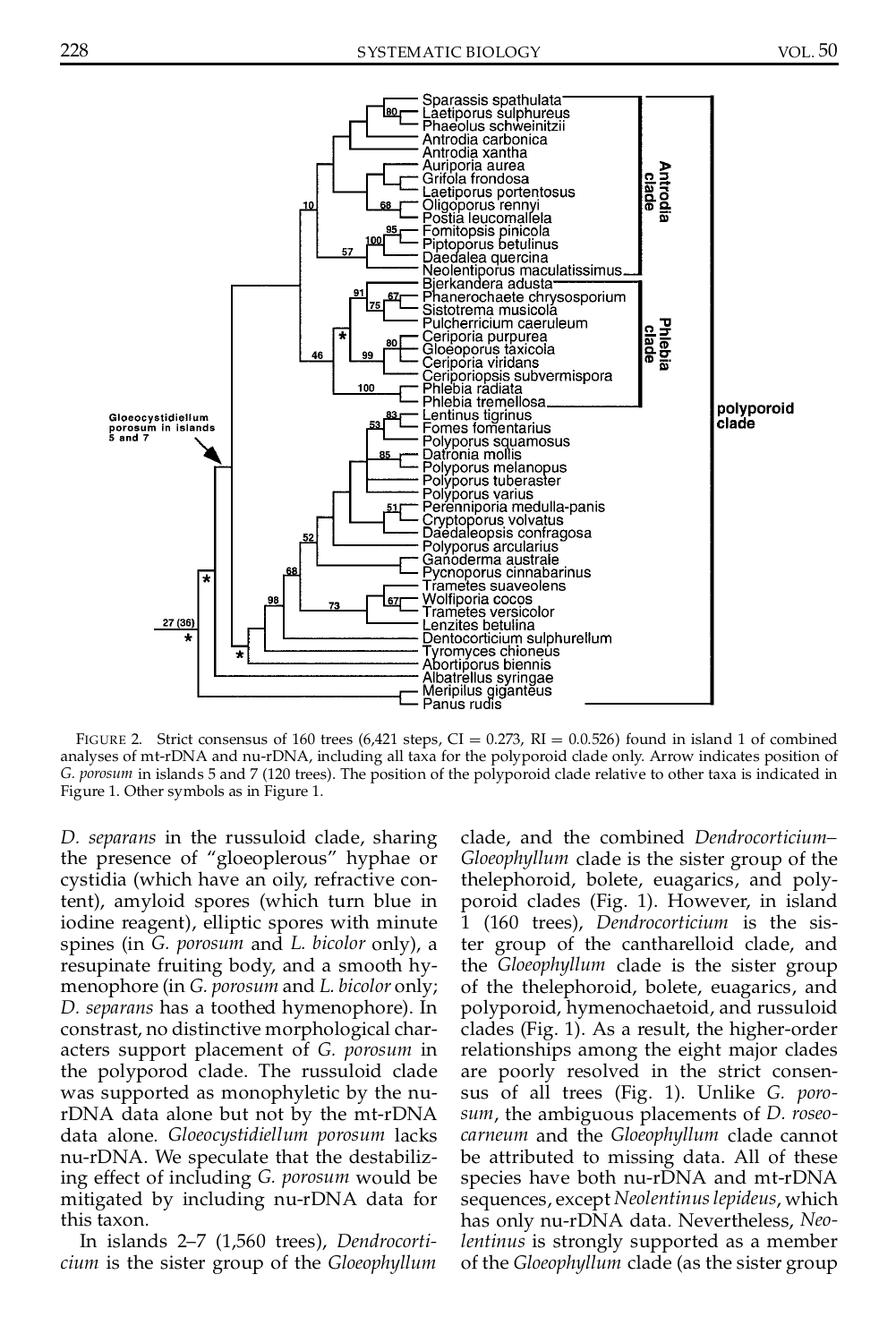FIGURE 2. Strict consensus of 160 trees (6,421 steps, CI = 0.273, RI = 0.0.526) found in island 1 of combined analyses of mt-rDNA and nu-rDNA, including all taxa for the polyporoid clade only. Arrow indicates position of *G. porosum* in islands 5 and 7 (120 trees). The position of the polyporoid clade relative to other taxa is indicated in Figure 1. Other symbols as in Figure 1.

*D. separans* in the russuloid clade, sharing the presence of "gloeoplerous" hyphae or cystidia (which have an oily, refractive content), amyloid spores (which turn blue in iodine reagent), elliptic spores with minute spines (in *G. porosum* and *L. bicolor* only), a resupinate fruiting body, and a smooth hymenophore (in *G. porosum* and *L. bicolor* only; *D. separans* has a toothed hymenophore). In constrast, no distinctive morphological characters support placement of *G. porosum* in the polyporod clade. The russuloid clade was supported as monophyletic by the nu-rDNA data alone but not by the mt-rDNA data alone. *Gloeocystidiellum porosum* lacks nu-rDNA. We speculate that the destabilizing effect of including *G. porosum* would be mitigated by including nu-rDNA data for this taxon.

In islands 2–7 (1,560 trees), *Dendrocorticium* is the sister group of the *Gloeophyllum* clade, and the combined *Dendrocorticium–Gloeophyllum* clade is the sister group of the thelephoroid, bolete, euagarics, and polyporoid clades (Fig. 1). However, in island 1 (160 trees), *Dendrocorticium* is the sister group of the cantharelloid clade, and the *Gloeophyllum* clade is the sister group of the thelephoroid, bolete, euagarics, and polyporoid, hymenochaetoid, and russuloid clades (Fig. 1). As a result, the higher-order relationships among the eight major clades are poorly resolved in the strict consensus of all trees (Fig. 1). Unlike *G. porosum*, the ambiguous placements of *D. roseocarneum* and the *Gloeophyllum* clade cannot be attributed to missing data. All of these species have both nu-rDNA and mt-rDNA sequences, except *Neolentinus lepideus*, which has only nu-rDNA data. Nevertheless, *Neolentinus* is strongly supported as a member of the *Gloeophyllum* clade (as the sister group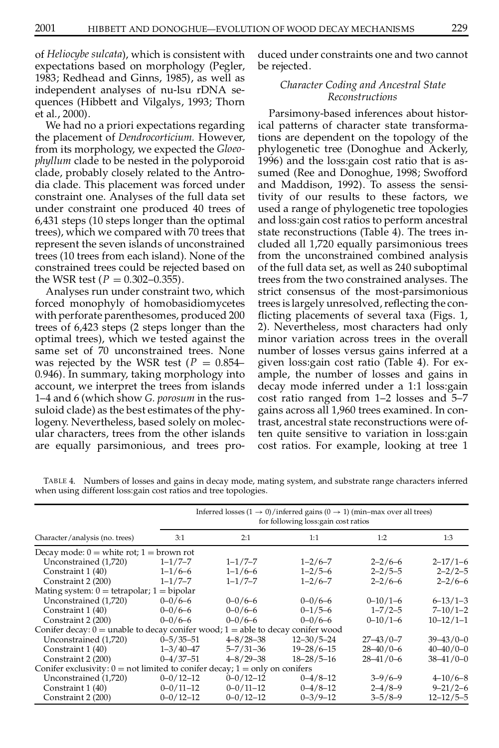of *Heliocybe sulcata*), which is consistent with expectations based on morphology (Pegler, 1983; Redhead and Ginns, 1985), as well as independent analyses of nu-lsu rDNA sequences (Hibbett and Vilgalys, 1993; Thorn et al., 2000).

We had no a priori expectations regarding the placement of *Dendrocorticium.* However, from its morphology, we expected the *Gloeophyllum* clade to be nested in the polyporoid clade, probably closely related to the Antrodia clade. This placement was forced under constraint one. Analyses of the full data set under constraint one produced 40 trees of 6,431 steps (10 steps longer than the optimal trees), which we compared with 70 trees that represent the seven islands of unconstrained trees (10 trees from each island). None of the constrained trees could be rejected based on the WSR test ($P = 0.302$–$0.355$).

Analyses run under constraint two, which forced monophyly of homobasidiomycetes with perforate parenthesomes, produced 200 trees of 6,423 steps (2 steps longer than the optimal trees), which we tested against the same set of 70 unconstrained trees. None was rejected by the WSR test ($P = 0.854$–$0.946$). In summary, taking morphology into account, we interpret the trees from islands 1–4 and 6 (which show *G. porosum* in the russuloid clade) as the best estimates of the phylogeny. Nevertheless, based solely on molecular characters, trees from the other islands are equally parsimonious, and trees produced under constraints one and two cannot be rejected.

### *Character Coding and Ancestral State Reconstructions*

Parsimony-based inferences about historical patterns of character state transformations are dependent on the topology of the phylogenetic tree (Donoghue and Ackerly, 1996) and the loss:gain cost ratio that is assumed (Ree and Donoghue, 1998; Swofford and Maddison, 1992). To assess the sensitivity of our results to these factors, we used a range of phylogenetic tree topologies and loss:gain cost ratios to perform ancestral state reconstructions (Table 4). The trees included all 1,720 equally parsimonious trees from the unconstrained combined analysis of the full data set, as well as 240 suboptimal trees from the two constrained analyses. The strict consensus of the most-parsimonious trees is largely unresolved, reflecting the conflicting placements of several taxa (Figs. 1, 2). Nevertheless, most characters had only minor variation across trees in the overall number of losses versus gains inferred at a given loss:gain cost ratio (Table 4). For example, the number of losses and gains in decay mode inferred under a 1:1 loss:gain cost ratio ranged from 1–2 losses and 5–7 gains across all 1,960 trees examined. In contrast, ancestral state reconstructions were often quite sensitive to variation in loss:gain cost ratios. For example, looking at tree 1

TABLE 4. Numbers of losses and gains in decay mode, mating system, and substrate range characters inferred when using different loss:gain cost ratios and tree topologies.

| Character/analysis (no. trees) | Inferred losses (1 → 0)/inferred gains (0 → 1) (min–max over all trees) for following loss:gain cost ratios | | | | |
|---|---|---|---|---|---|
| | 3:1 | 2:1 | 1:1 | 1:2 | 1:3 |
| Decay mode: 0 = white rot; 1 = brown rot | | | | | |
| Unconstrained (1,720) | 1–1/7–7 | 1–1/7–7 | 1–2/6–7 | 2–2/6–6 | 2–17/1–6 |
| Constraint 1 (40) | 1–1/6–6 | 1–1/6–6 | 1–2/5–6 | 2–2/5–5 | 2–2/2–5 |
| Constraint 2 (200) | 1–1/7–7 | 1–1/7–7 | 1–2/6–7 | 2–2/6–6 | 2–2/6–6 |
| Mating system: 0 = tetrapolar; 1 = bipolar | | | | | |
| Unconstrained (1,720) | 0–0/6–6 | 0–0/6–6 | 0–0/6–6 | 0–10/1–6 | 6–13/1–3 |
| Constraint 1 (40) | 0–0/6–6 | 0–0/6–6 | 0–1/5–6 | 1–7/2–5 | 7–10/1–2 |
| Constraint 2 (200) | 0–0/6–6 | 0–0/6–6 | 0–0/6–6 | 0–10/1–6 | 10–12/1–1 |
| Conifer decay: 0 = unable to decay conifer wood; 1 = able to decay conifer wood | | | | | |
| Unconstrained (1,720) | 0–5/35–51 | 4–8/28–38 | 12–30/5–24 | 27–43/0–7 | 39–43/0–0 |
| Constraint 1 (40) | 1–3/40–47 | 5–7/31–36 | 19–28/6–15 | 28–40/0–6 | 40–40/0–0 |
| Constraint 2 (200) | 0–4/37–51 | 4–8/29–38 | 18–28/5–16 | 28–41/0–6 | 38–41/0–0 |
| Conifer exclusivity: 0 = not limited to conifer decay; 1 = only on conifers | | | | | |
| Unconstrained (1,720) | 0–0/12–12 | 0–0/12–12 | 0–4/8–12 | 3–9/6–9 | 4–10/6–8 |
| Constraint 1 (40) | 0–0/11–12 | 0–0/11–12 | 0–4/8–12 | 2–4/8–9 | 9–21/2–6 |
| Constraint 2 (200) | 0–0/12–12 | 0–0/12–12 | 0–3/9–12 | 3–5/8–9 | 12–12/5–5 |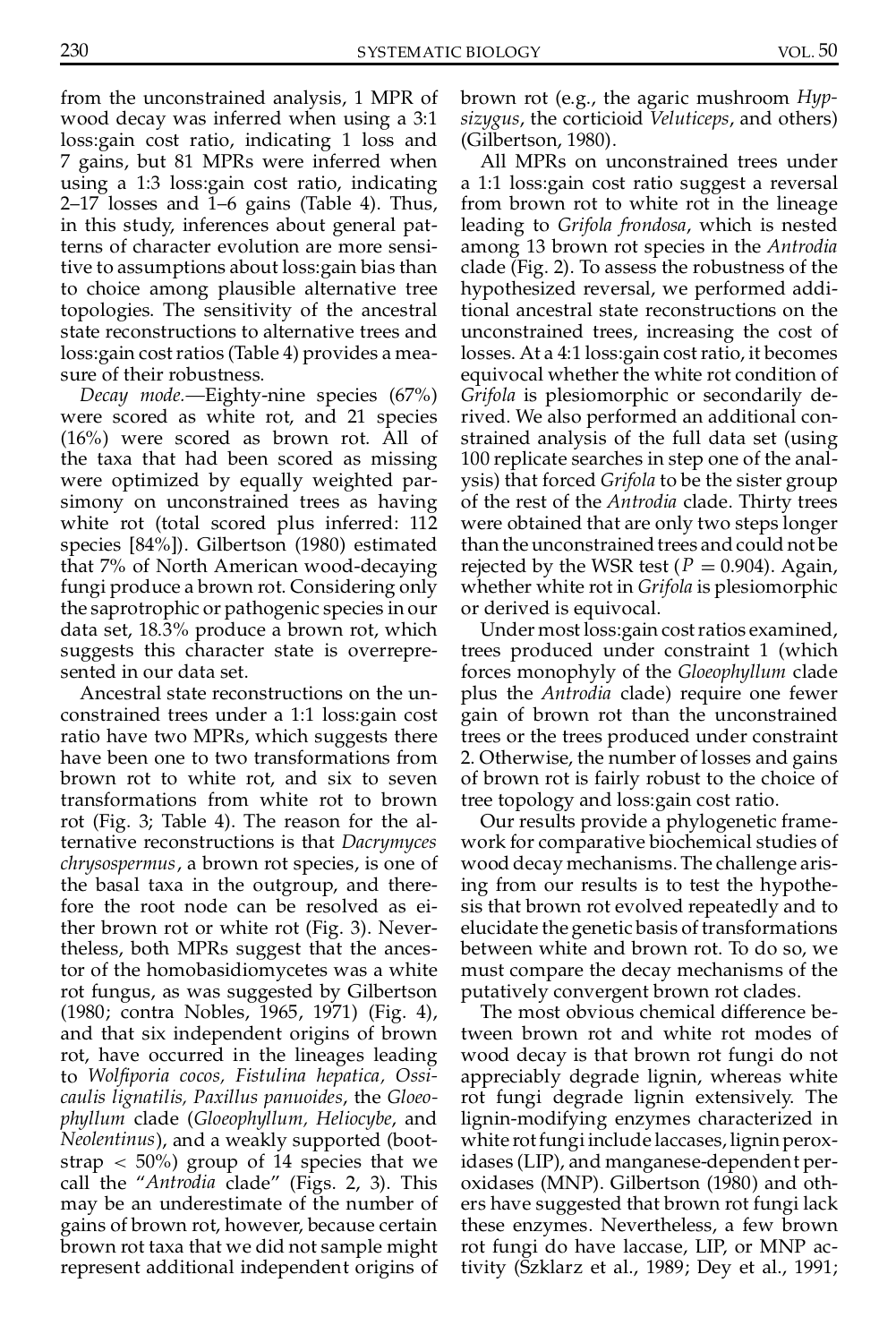from the unconstrained analysis, 1 MPR of wood decay was inferred when using a 3:1 loss:gain cost ratio, indicating 1 loss and 7 gains, but 81 MPRs were inferred when using a 1:3 loss:gain cost ratio, indicating 2–17 losses and 1–6 gains (Table 4). Thus, in this study, inferences about general patterns of character evolution are more sensitive to assumptions about loss:gain bias than to choice among plausible alternative tree topologies. The sensitivity of the ancestral state reconstructions to alternative trees and loss:gain cost ratios (Table 4) provides a measure of their robustness.

*Decay mode.*—Eighty-nine species (67%) were scored as white rot, and 21 species (16%) were scored as brown rot. All of the taxa that had been scored as missing were optimized by equally weighted parsimony on unconstrained trees as having white rot (total scored plus inferred: 112 species [84%]). Gilbertson (1980) estimated that 7% of North American wood-decaying fungi produce a brown rot. Considering only the saprotrophic or pathogenic species in our data set, 18.3% produce a brown rot, which suggests this character state is overrepresented in our data set.

Ancestral state reconstructions on the unconstrained trees under a 1:1 loss:gain cost ratio have two MPRs, which suggests there have been one to two transformations from brown rot to white rot, and six to seven transformations from white rot to brown rot (Fig. 3; Table 4). The reason for the alternative reconstructions is that *Dacrymyces chrysospermus*, a brown rot species, is one of the basal taxa in the outgroup, and therefore the root node can be resolved as either brown rot or white rot (Fig. 3). Nevertheless, both MPRs suggest that the ancestor of the homobasidiomycetes was a white rot fungus, as was suggested by Gilbertson (1980; contra Nobles, 1965, 1971) (Fig. 4), and that six independent origins of brown rot, have occurred in the lineages leading to *Wolfiporia cocos, Fistulina hepatica, Ossicaulis lignatilis, Paxillus panuoides*, the *Gloeophyllum* clade (*Gloeophyllum, Heliocybe*, and *Neolentinus*), and a weakly supported (bootstrap < 50%) group of 14 species that we call the "*Antrodia* clade" (Figs. 2, 3). This may be an underestimate of the number of gains of brown rot, however, because certain brown rot taxa that we did not sample might represent additional independent origins of brown rot (e.g., the agaric mushroom *Hypsizygus*, the corticioid *Veluticeps*, and others) (Gilbertson, 1980).

All MPRs on unconstrained trees under a 1:1 loss:gain cost ratio suggest a reversal from brown rot to white rot in the lineage leading to *Grifola frondosa*, which is nested among 13 brown rot species in the *Antrodia* clade (Fig. 2). To assess the robustness of the hypothesized reversal, we performed additional ancestral state reconstructions on the unconstrained trees, increasing the cost of losses. At a 4:1 loss:gain cost ratio, it becomes equivocal whether the white rot condition of *Grifola* is plesiomorphic or secondarily derived. We also performed an additional constrained analysis of the full data set (using 100 replicate searches in step one of the analysis) that forced *Grifola* to be the sister group of the rest of the *Antrodia* clade. Thirty trees were obtained that are only two steps longer than the unconstrained trees and could not be rejected by the WSR test ($P = 0.904$). Again, whether white rot in *Grifola* is plesiomorphic or derived is equivocal.

Under most loss:gain cost ratios examined, trees produced under constraint 1 (which forces monophyly of the *Gloeophyllum* clade plus the *Antrodia* clade) require one fewer gain of brown rot than the unconstrained trees or the trees produced under constraint 2. Otherwise, the number of losses and gains of brown rot is fairly robust to the choice of tree topology and loss:gain cost ratio.

Our results provide a phylogenetic framework for comparative biochemical studies of wood decay mechanisms. The challenge arising from our results is to test the hypothesis that brown rot evolved repeatedly and to elucidate the genetic basis of transformations between white and brown rot. To do so, we must compare the decay mechanisms of the putatively convergent brown rot clades.

The most obvious chemical difference between brown rot and white rot modes of wood decay is that brown rot fungi do not appreciably degrade lignin, whereas white rot fungi degrade lignin extensively. The lignin-modifying enzymes characterized in white rot fungi include laccases, lignin peroxidases (LIP), and manganese-dependent peroxidases (MNP). Gilbertson (1980) and others have suggested that brown rot fungi lack these enzymes. Nevertheless, a few brown rot fungi do have laccase, LIP, or MNP activity (Szklarz et al., 1989; Dey et al., 1991;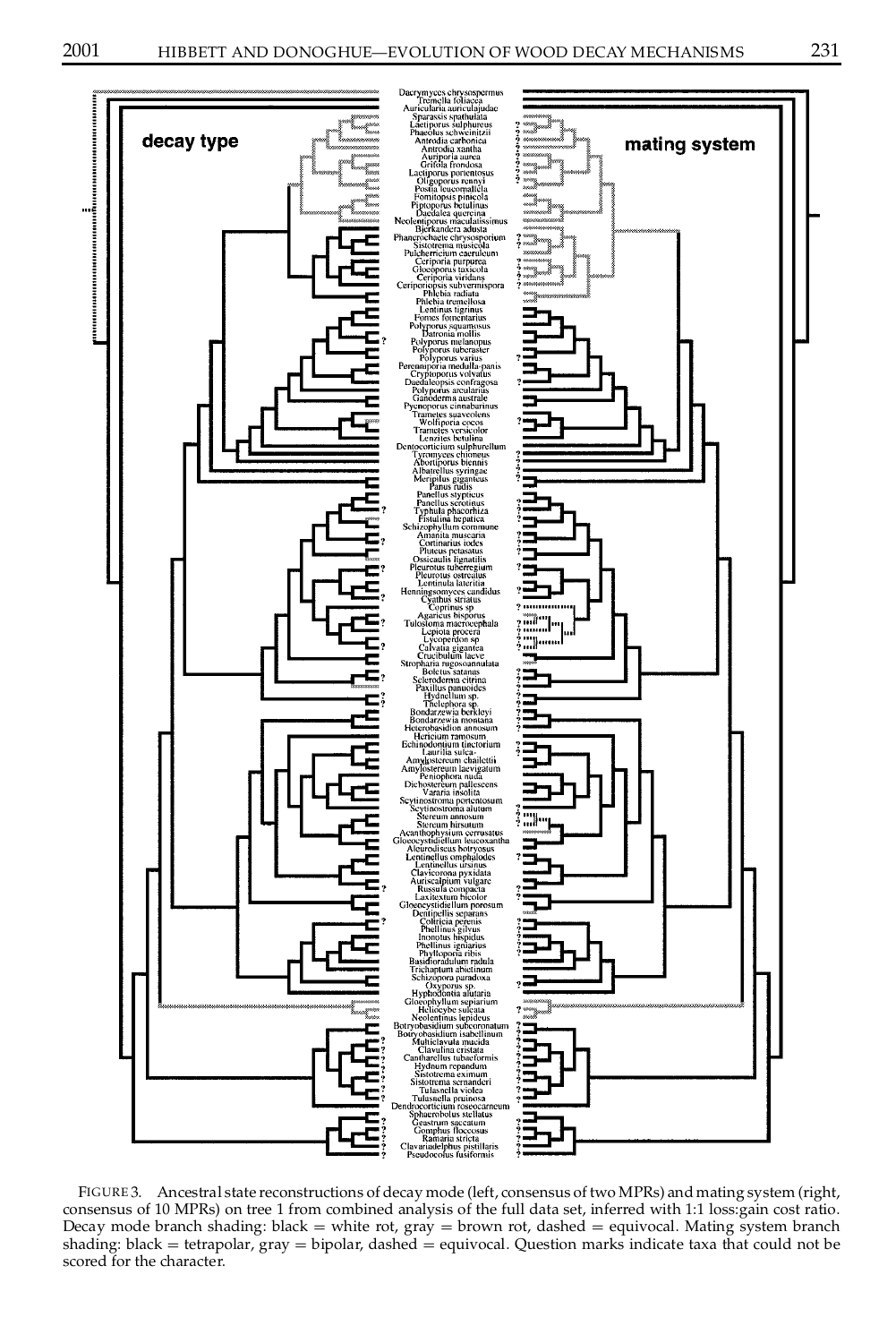FIGURE 3. Ancestral state reconstructions of decay mode (left, consensus of two MPRs) and mating system (right, consensus of 10 MPRs) on tree 1 from combined analysis of the full data set, inferred with 1:1 loss:gain cost ratio. Decay mode branch shading: black = white rot, gray = brown rot, dashed = equivocal. Mating system branch shading: black = tetrapolar, gray = bipolar, dashed = equivocal. Question marks indicate taxa that could not be scored for the character.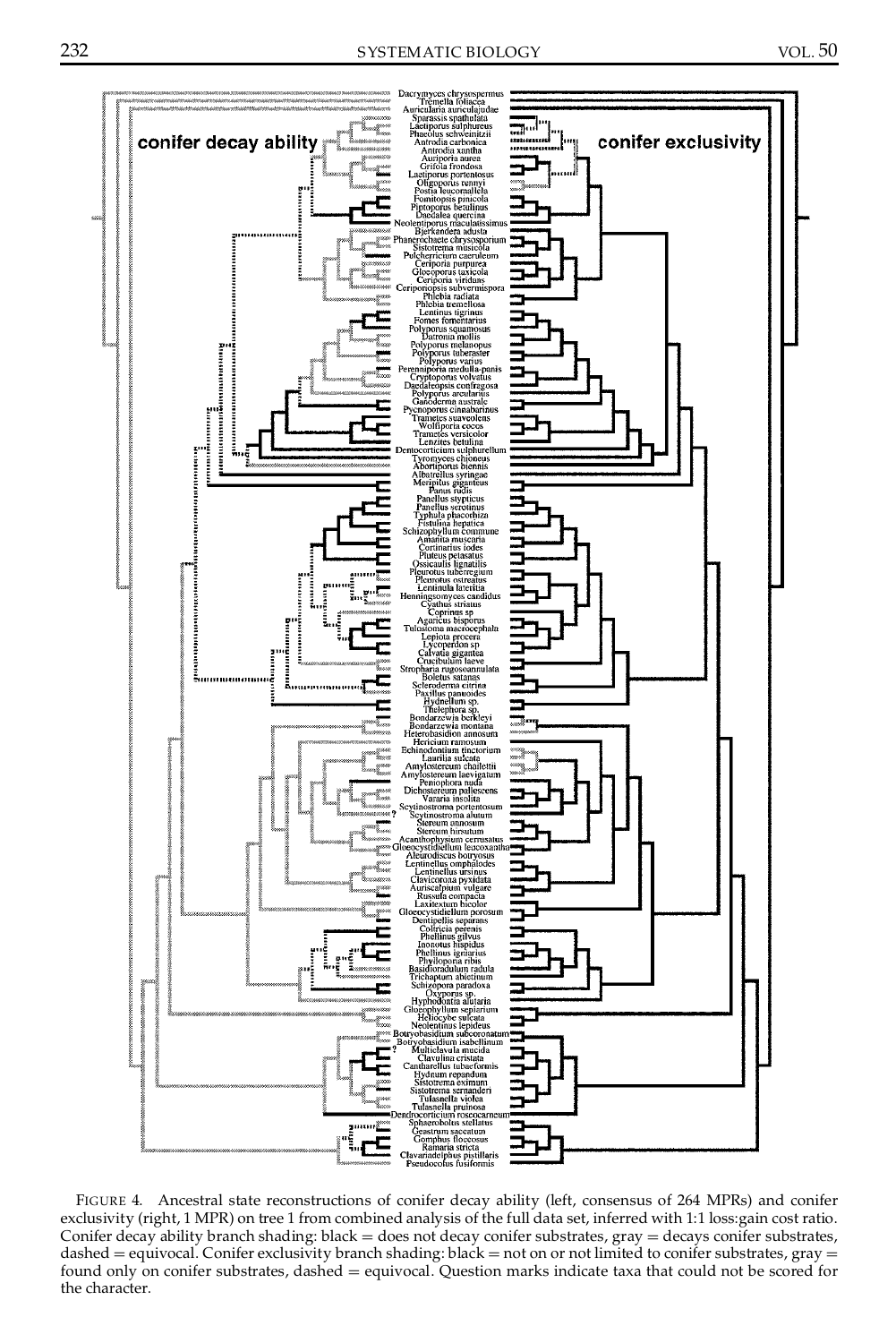FIGURE 4. Ancestral state reconstructions of conifer decay ability (left, consensus of 264 MPRs) and conifer exclusivity (right, 1 MPR) on tree 1 from combined analysis of the full data set, inferred with 1:1 loss:gain cost ratio. Conifer decay ability branch shading: black = does not decay conifer substrates, gray = decays conifer substrates, dashed = equivocal. Conifer exclusivity branch shading: black = not on or not limited to conifer substrates, gray = found only on conifer substrates, dashed = equivocal. Question marks indicate taxa that could not be scored for the character.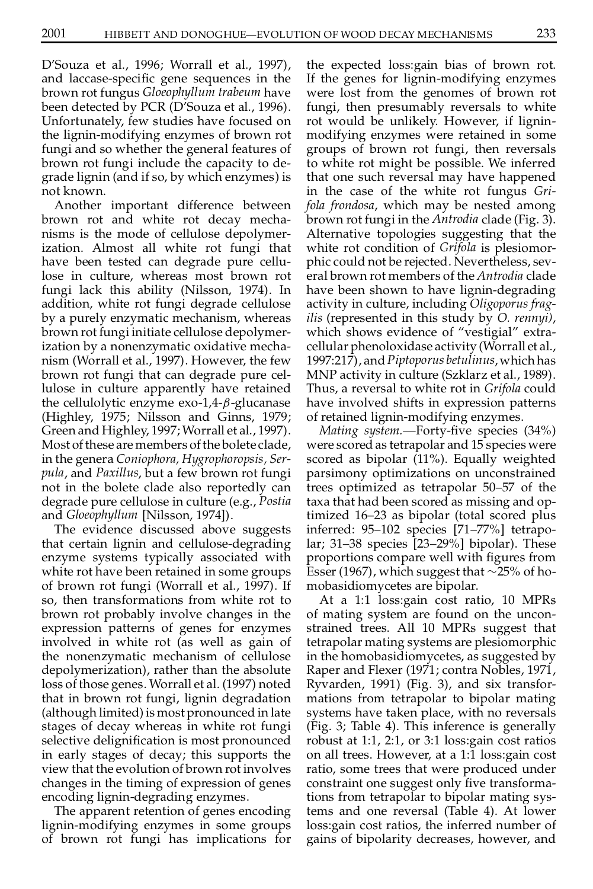D'Souza et al., 1996; Worrall et al., 1997), and laccase-specific gene sequences in the brown rot fungus *Gloeophyllum trabeum* have been detected by PCR (D'Souza et al., 1996). Unfortunately, few studies have focused on the lignin-modifying enzymes of brown rot fungi and so whether the general features of brown rot fungi include the capacity to degrade lignin (and if so, by which enzymes) is not known.

Another important difference between brown rot and white rot decay mechanisms is the mode of cellulose depolymerization. Almost all white rot fungi that have been tested can degrade pure cellulose in culture, whereas most brown rot fungi lack this ability (Nilsson, 1974). In addition, white rot fungi degrade cellulose by a purely enzymatic mechanism, whereas brown rot fungi initiate cellulose depolymerization by a nonenzymatic oxidative mechanism (Worrall et al., 1997). However, the few brown rot fungi that can degrade pure cellulose in culture apparently have retained the cellulolytic enzyme exo-1,4-$\beta$-glucanase (Highley, 1975; Nilsson and Ginns, 1979; Green and Highley, 1997; Worrall et al., 1997). Most of these are members of the bolete clade, in the genera *Coniophora, Hygrophoropsis, Serpula*, and *Paxillus*, but a few brown rot fungi not in the bolete clade also reportedly can degrade pure cellulose in culture (e.g., *Postia* and *Gloeophyllum* [Nilsson, 1974]).

The evidence discussed above suggests that certain lignin and cellulose-degrading enzyme systems typically associated with white rot have been retained in some groups of brown rot fungi (Worrall et al., 1997). If so, then transformations from white rot to brown rot probably involve changes in the expression patterns of genes for enzymes involved in white rot (as well as gain of the nonenzymatic mechanism of cellulose depolymerization), rather than the absolute loss of those genes. Worrall et al. (1997) noted that in brown rot fungi, lignin degradation (although limited) is most pronounced in late stages of decay whereas in white rot fungi selective delignification is most pronounced in early stages of decay; this supports the view that the evolution of brown rot involves changes in the timing of expression of genes encoding lignin-degrading enzymes.

The apparent retention of genes encoding lignin-modifying enzymes in some groups of brown rot fungi has implications for the expected loss:gain bias of brown rot. If the genes for lignin-modifying enzymes were lost from the genomes of brown rot fungi, then presumably reversals to white rot would be unlikely. However, if lignin-modifying enzymes were retained in some groups of brown rot fungi, then reversals to white rot might be possible. We inferred that one such reversal may have happened in the case of the white rot fungus *Grifola frondosa*, which may be nested among brown rot fungi in the *Antrodia* clade (Fig. 3). Alternative topologies suggesting that the white rot condition of *Grifola* is plesiomorphic could not be rejected. Nevertheless, several brown rot members of the *Antrodia* clade have been shown to have lignin-degrading activity in culture, including *Oligoporus fragilis* (represented in this study by *O. rennyi*), which shows evidence of "vestigial" extracellular phenoloxidase activity (Worrall et al., 1997:217), and *Piptoporus betulinus*, which has MNP activity in culture (Szklarz et al., 1989). Thus, a reversal to white rot in *Grifola* could have involved shifts in expression patterns of retained lignin-modifying enzymes.

*Mating system.*—Forty-five species (34%) were scored as tetrapolar and 15 species were scored as bipolar (11%). Equally weighted parsimony optimizations on unconstrained trees optimized as tetrapolar 50–57 of the taxa that had been scored as missing and optimized 16–23 as bipolar (total scored plus inferred: 95–102 species [71–77%] tetrapolar; 31–38 species [23–29%] bipolar). These proportions compare well with figures from Esser (1967), which suggest that ~25% of homobasidiomycetes are bipolar.

At a 1:1 loss:gain cost ratio, 10 MPRs of mating system are found on the unconstrained trees. All 10 MPRs suggest that tetrapolar mating systems are plesiomorphic in the homobasidiomycetes, as suggested by Raper and Flexer (1971; contra Nobles, 1971, Ryvarden, 1991) (Fig. 3), and six transformations from tetrapolar to bipolar mating systems have taken place, with no reversals (Fig. 3; Table 4). This inference is generally robust at 1:1, 2:1, or 3:1 loss:gain cost ratios on all trees. However, at a 1:1 loss:gain cost ratio, some trees that were produced under constraint one suggest only five transformations from tetrapolar to bipolar mating systems and one reversal (Table 4). At lower loss:gain cost ratios, the inferred number of gains of bipolarity decreases, however, and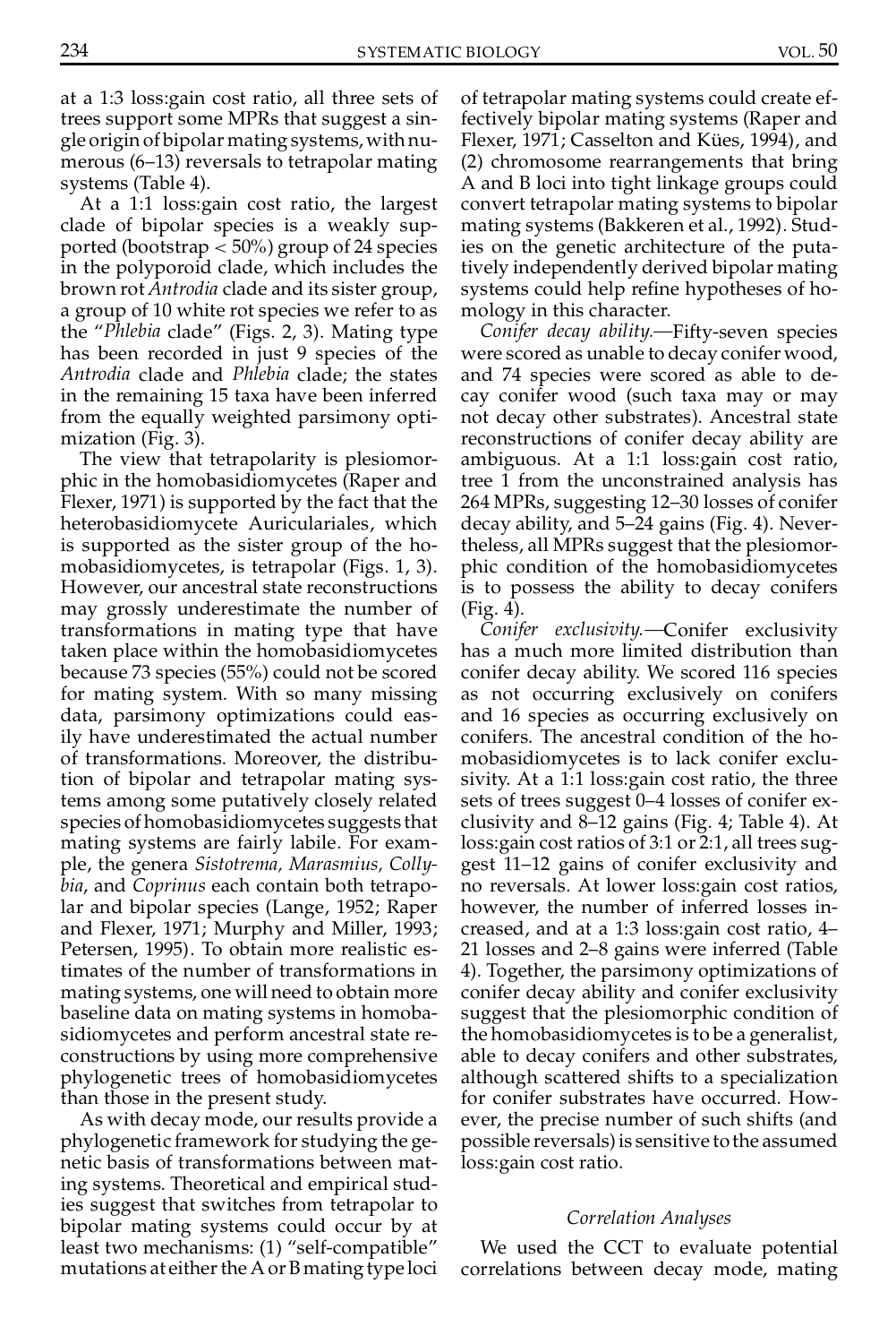at a 1:3 loss:gain cost ratio, all three sets of trees support some MPRs that suggest a single origin of bipolar mating systems, with numerous (6–13) reversals to tetrapolar mating systems (Table 4).

At a 1:1 loss:gain cost ratio, the largest clade of bipolar species is a weakly supported (bootstrap < 50%) group of 24 species in the polyporoid clade, which includes the brown rot *Antrodia* clade and its sister group, a group of 10 white rot species we refer to as the "*Phlebia* clade" (Figs. 2, 3). Mating type has been recorded in just 9 species of the *Antrodia* clade and *Phlebia* clade; the states in the remaining 15 taxa have been inferred from the equally weighted parsimony optimization (Fig. 3).

The view that tetrapolarity is plesiomorphic in the homobasidiomycetes (Raper and Flexer, 1971) is supported by the fact that the heterobasidiomycete Auriculariales, which is supported as the sister group of the homobasidiomycetes, is tetrapolar (Figs. 1, 3). However, our ancestral state reconstructions may grossly underestimate the number of transformations in mating type that have taken place within the homobasidiomycetes because 73 species (55%) could not be scored for mating system. With so many missing data, parsimony optimizations could easily have underestimated the actual number of transformations. Moreover, the distribution of bipolar and tetrapolar mating systems among some putatively closely related species of homobasidiomycetes suggests that mating systems are fairly labile. For example, the genera *Sistotrema, Marasmius, Collybia*, and *Coprinus* each contain both tetrapolar and bipolar species (Lange, 1952; Raper and Flexer, 1971; Murphy and Miller, 1993; Petersen, 1995). To obtain more realistic estimates of the number of transformations in mating systems, one will need to obtain more baseline data on mating systems in homobasidiomycetes and perform ancestral state reconstructions by using more comprehensive phylogenetic trees of homobasidiomycetes than those in the present study.

As with decay mode, our results provide a phylogenetic framework for studying the genetic basis of transformations between mating systems. Theoretical and empirical studies suggest that switches from tetrapolar to bipolar mating systems could occur by at least two mechanisms: (1) "self-compatible" mutations at either the A or B mating type loci of tetrapolar mating systems could create effectively bipolar mating systems (Raper and Flexer, 1971; Casselton and Kües, 1994), and (2) chromosome rearrangements that bring A and B loci into tight linkage groups could convert tetrapolar mating systems to bipolar mating systems (Bakkeren et al., 1992). Studies on the genetic architecture of the putatively independently derived bipolar mating systems could help refine hypotheses of homology in this character.

*Conifer decay ability*.—Fifty-seven species were scored as unable to decay conifer wood, and 74 species were scored as able to decay conifer wood (such taxa may or may not decay other substrates). Ancestral state reconstructions of conifer decay ability are ambiguous. At a 1:1 loss:gain cost ratio, tree 1 from the unconstrained analysis has 264 MPRs, suggesting 12–30 losses of conifer decay ability, and 5–24 gains (Fig. 4). Nevertheless, all MPRs suggest that the plesiomorphic condition of the homobasidiomycetes is to possess the ability to decay conifers (Fig. 4).

*Conifer exclusivity*.—Conifer exclusivity has a much more limited distribution than conifer decay ability. We scored 116 species as not occurring exclusively on conifers and 16 species as occurring exclusively on conifers. The ancestral condition of the homobasidiomycetes is to lack conifer exclusivity. At a 1:1 loss:gain cost ratio, the three sets of trees suggest 0–4 losses of conifer exclusivity and 8–12 gains (Fig. 4; Table 4). At loss:gain cost ratios of 3:1 or 2:1, all trees suggest 11–12 gains of conifer exclusivity and no reversals. At lower loss:gain cost ratios, however, the number of inferred losses increased, and at a 1:3 loss:gain cost ratio, 4–21 losses and 2–8 gains were inferred (Table 4). Together, the parsimony optimizations of conifer decay ability and conifer exclusivity suggest that the plesiomorphic condition of the homobasidiomycetes is to be a generalist, able to decay conifers and other substrates, although scattered shifts to a specialization for conifer substrates have occurred. However, the precise number of such shifts (and possible reversals) is sensitive to the assumed loss:gain cost ratio.

### *Correlation Analyses*

We used the CCT to evaluate potential correlations between decay mode, mating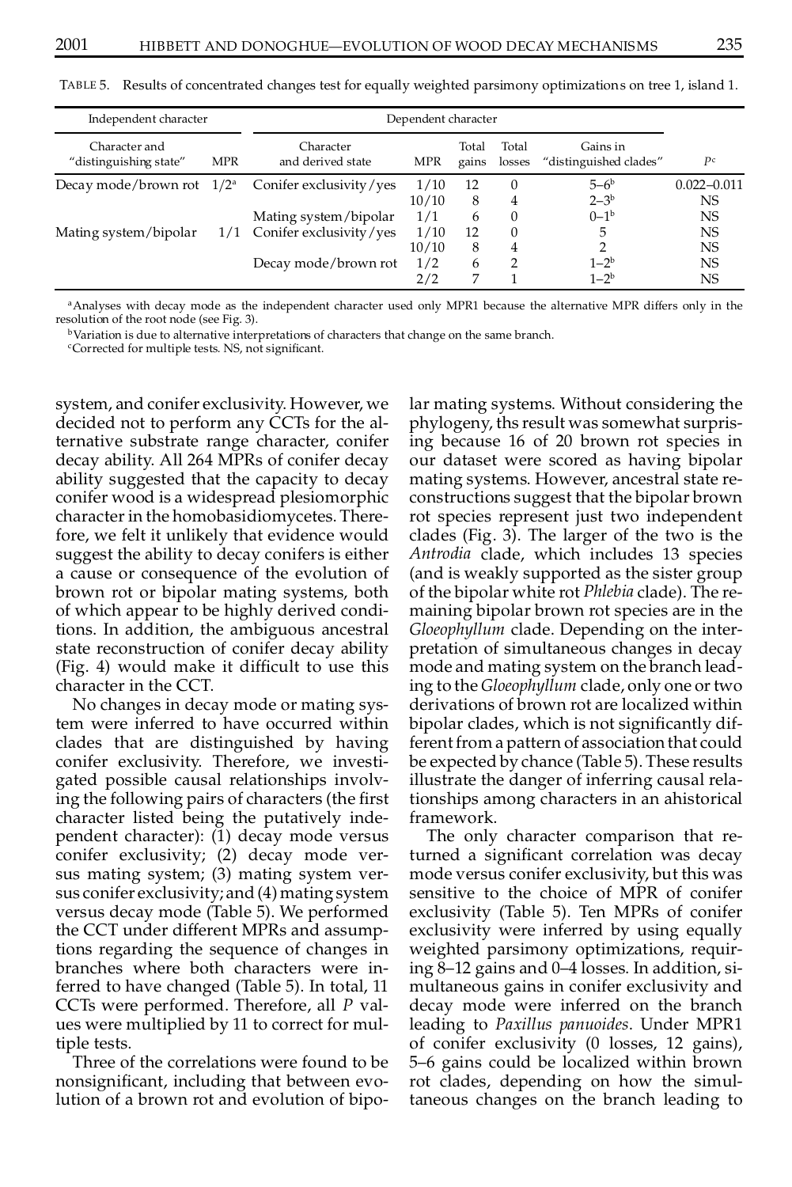TABLE 5. Results of concentrated changes test for equally weighted parsimony optimizations on tree 1, island 1.

| Independent character | | Dependent character | | | | | |
|---|---|---|---|---|---|---|---|
| Character and "distinguishing state" | MPR | Character and derived state | MPR | Total gains | Total losses | Gains in "distinguished clades" | $P$[c] |
| Decay mode/brown rot | 1/2[a] | Conifer exclusivity/yes | 1/10 | 12 | 0 | 5–6[b] | 0.022–0.011 |
| | | | 10/10 | 8 | 4 | 2–3[b] | NS |
| | | Mating system/bipolar | 1/1 | 6 | 0 | 0–1[b] | NS |
| Mating system/bipolar | 1/1 | Conifer exclusivity/yes | 1/10 | 12 | 0 | 5 | NS |
| | | | 10/10 | 8 | 4 | 2 | NS |
| | | Decay mode/brown rot | 1/2 | 6 | 2 | 1–2[b] | NS |
| | | | 2/2 | 7 | 1 | 1–2[b] | NS |

[a]Analyses with decay mode as the independent character used only MPR1 because the alternative MPR differs only in the resolution of the root node (see Fig. 3).

[b]Variation is due to alternative interpretations of characters that change on the same branch.

[c]Corrected for multiple tests. NS, not significant.

system, and conifer exclusivity. However, we decided not to perform any CCTs for the alternative substrate range character, conifer decay ability. All 264 MPRs of conifer decay ability suggested that the capacity to decay conifer wood is a widespread plesiomorphic character in the homobasidiomycetes. Therefore, we felt it unlikely that evidence would suggest the ability to decay conifers is either a cause or consequence of the evolution of brown rot or bipolar mating systems, both of which appear to be highly derived conditions. In addition, the ambiguous ancestral state reconstruction of conifer decay ability (Fig. 4) would make it difficult to use this character in the CCT.

No changes in decay mode or mating system were inferred to have occurred within clades that are distinguished by having conifer exclusivity. Therefore, we investigated possible causal relationships involving the following pairs of characters (the first character listed being the putatively independent character): (1) decay mode versus conifer exclusivity; (2) decay mode versus mating system; (3) mating system versus conifer exclusivity; and (4) mating system versus decay mode (Table 5). We performed the CCT under different MPRs and assumptions regarding the sequence of changes in branches where both characters were inferred to have changed (Table 5). In total, 11 CCTs were performed. Therefore, all $P$ values were multiplied by 11 to correct for multiple tests.

Three of the correlations were found to be nonsignificant, including that between evolution of a brown rot and evolution of bipolar mating systems. Without considering the phylogeny, ths result was somewhat surprising because 16 of 20 brown rot species in our dataset were scored as having bipolar mating systems. However, ancestral state reconstructions suggest that the bipolar brown rot species represent just two independent clades (Fig. 3). The larger of the two is the *Antrodia* clade, which includes 13 species (and is weakly supported as the sister group of the bipolar white rot *Phlebia* clade). The remaining bipolar brown rot species are in the *Gloeophyllum* clade. Depending on the interpretation of simultaneous changes in decay mode and mating system on the branch leading to the *Gloeophyllum* clade, only one or two derivations of brown rot are localized within bipolar clades, which is not significantly different from a pattern of association that could be expected by chance (Table 5). These results illustrate the danger of inferring causal relationships among characters in an ahistorical framework.

The only character comparison that returned a significant correlation was decay mode versus conifer exclusivity, but this was sensitive to the choice of MPR of conifer exclusivity (Table 5). Ten MPRs of conifer exclusivity were inferred by using equally weighted parsimony optimizations, requiring 8–12 gains and 0–4 losses. In addition, simultaneous gains in conifer exclusivity and decay mode were inferred on the branch leading to *Paxillus panuoides*. Under MPR1 of conifer exclusivity (0 losses, 12 gains), 5–6 gains could be localized within brown rot clades, depending on how the simultaneous changes on the branch leading to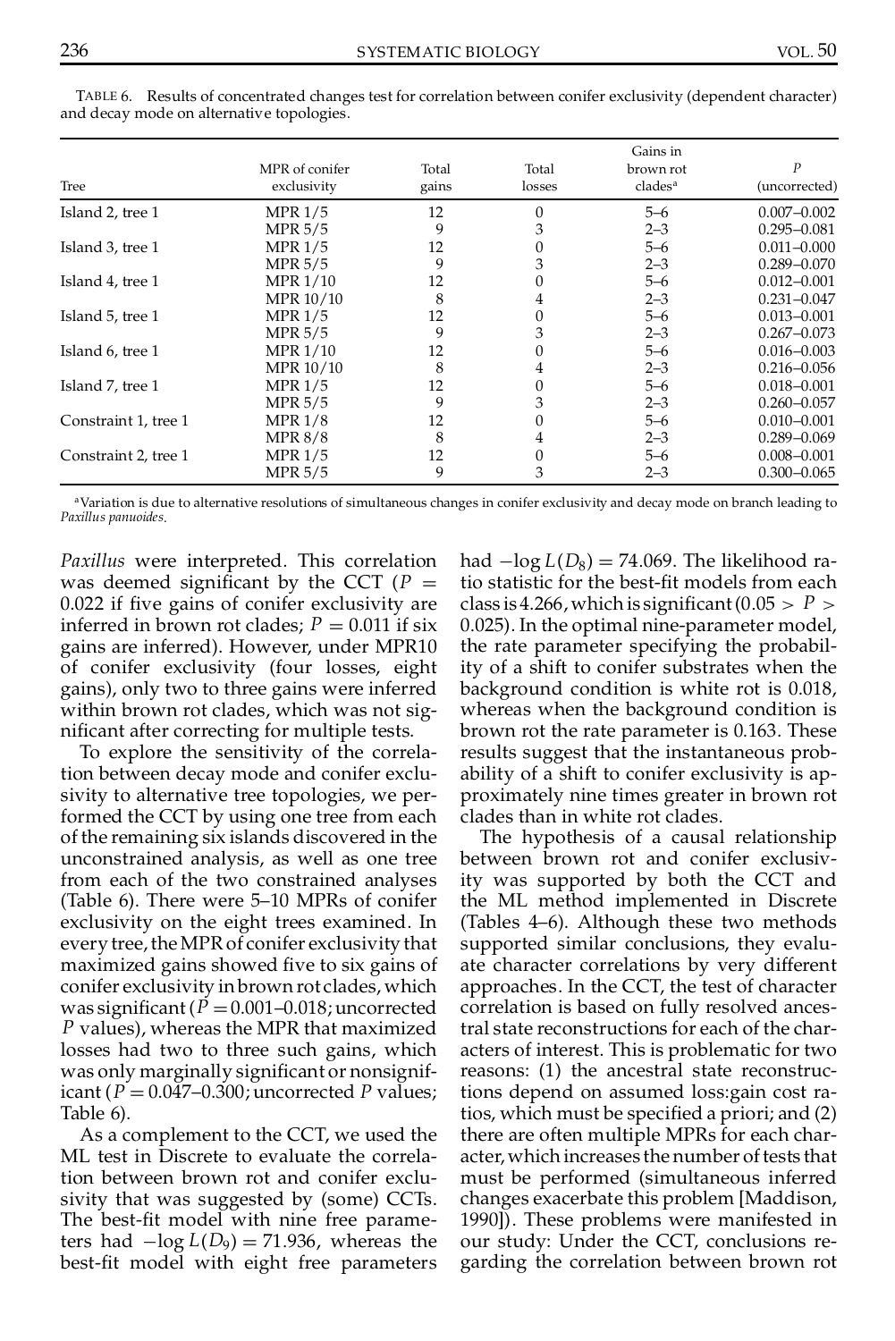TABLE 6. Results of concentrated changes test for correlation between conifer exclusivity (dependent character) and decay mode on alternative topologies.

| Tree | MPR of conifer exclusivity | Total gains | Total losses | Gains in brown rot clades[a] | $P$ (uncorrected) |
|---|---|---|---|---|---|
| Island 2, tree 1 | MPR 1/5 | 12 | 0 | 5–6 | 0.007–0.002 |
| | MPR 5/5 | 9 | 3 | 2–3 | 0.295–0.081 |
| Island 3, tree 1 | MPR 1/5 | 12 | 0 | 5–6 | 0.011–0.000 |
| | MPR 5/5 | 9 | 3 | 2–3 | 0.289–0.070 |
| Island 4, tree 1 | MPR 1/10 | 12 | 0 | 5–6 | 0.012–0.001 |
| | MPR 10/10 | 8 | 4 | 2–3 | 0.231–0.047 |
| Island 5, tree 1 | MPR 1/5 | 12 | 0 | 5–6 | 0.013–0.001 |
| | MPR 5/5 | 9 | 3 | 2–3 | 0.267–0.073 |
| Island 6, tree 1 | MPR 1/10 | 12 | 0 | 5–6 | 0.016–0.003 |
| | MPR 10/10 | 8 | 4 | 2–3 | 0.216–0.056 |
| Island 7, tree 1 | MPR 1/5 | 12 | 0 | 5–6 | 0.018–0.001 |
| | MPR 5/5 | 9 | 3 | 2–3 | 0.260–0.057 |
| Constraint 1, tree 1 | MPR 1/8 | 12 | 0 | 5–6 | 0.010–0.001 |
| | MPR 8/8 | 8 | 4 | 2–3 | 0.289–0.069 |
| Constraint 2, tree 1 | MPR 1/5 | 12 | 0 | 5–6 | 0.008–0.001 |
| | MPR 5/5 | 9 | 3 | 2–3 | 0.300–0.065 |

[a]Variation is due to alternative resolutions of simultaneous changes in conifer exclusivity and decay mode on branch leading to *Paxillus panuoides*.

*Paxillus* were interpreted. This correlation was deemed significant by the CCT ($P = 0.022$ if five gains of conifer exclusivity are inferred in brown rot clades; $P = 0.011$ if six gains are inferred). However, under MPR10 of conifer exclusivity (four losses, eight gains), only two to three gains were inferred within brown rot clades, which was not significant after correcting for multiple tests.

To explore the sensitivity of the correlation between decay mode and conifer exclusivity to alternative tree topologies, we performed the CCT by using one tree from each of the remaining six islands discovered in the unconstrained analysis, as well as one tree from each of the two constrained analyses (Table 6). There were 5–10 MPRs of conifer exclusivity on the eight trees examined. In every tree, the MPR of conifer exclusivity that maximized gains showed five to six gains of conifer exclusivity in brown rot clades, which was significant ($P = 0.001$–$0.018$; uncorrected $P$ values), whereas the MPR that maximized losses had two to three such gains, which was only marginally significant or nonsignificant ($P = 0.047$–$0.300$; uncorrected $P$ values; Table 6).

As a complement to the CCT, we used the ML test in Discrete to evaluate the correlation between brown rot and conifer exclusivity that was suggested by (some) CCTs. The best-fit model with nine free parameters had $-\log L(D_9) = 71.936$, whereas the best-fit model with eight free parameters had $-\log L(D_8) = 74.069$. The likelihood ratio statistic for the best-fit models from each class is 4.266, which is significant ($0.05 > P > 0.025$). In the optimal nine-parameter model, the rate parameter specifying the probability of a shift to conifer substrates when the background condition is white rot is 0.018, whereas when the background condition is brown rot the rate parameter is 0.163. These results suggest that the instantaneous probability of a shift to conifer exclusivity is approximately nine times greater in brown rot clades than in white rot clades.

The hypothesis of a causal relationship between brown rot and conifer exclusivity was supported by both the CCT and the ML method implemented in Discrete (Tables 4–6). Although these two methods supported similar conclusions, they evaluate character correlations by very different approaches. In the CCT, the test of character correlation is based on fully resolved ancestral state reconstructions for each of the characters of interest. This is problematic for two reasons: (1) the ancestral state reconstructions depend on assumed loss:gain cost ratios, which must be specified a priori; and (2) there are often multiple MPRs for each character, which increases the number of tests that must be performed (simultaneous inferred changes exacerbate this problem [Maddison, 1990]). These problems were manifested in our study: Under the CCT, conclusions regarding the correlation between brown rot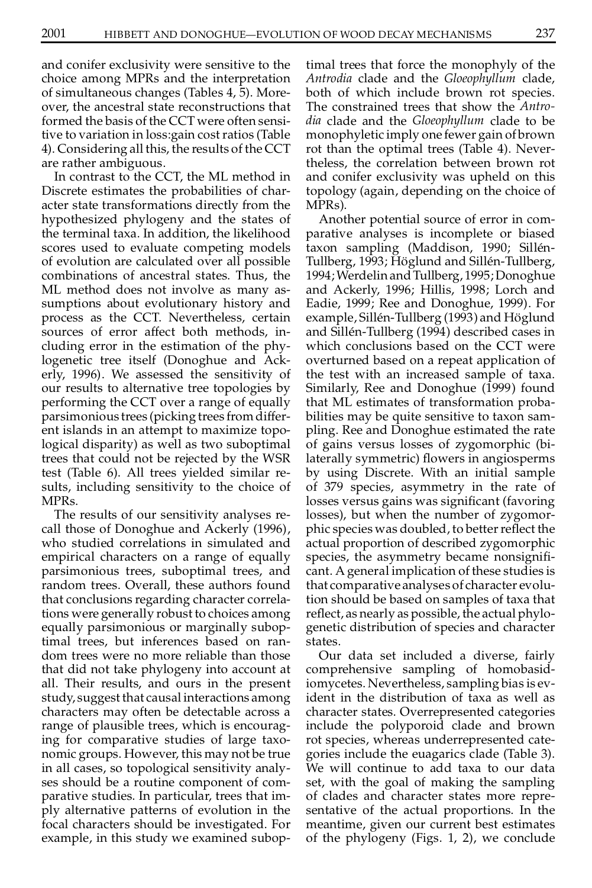and conifer exclusivity were sensitive to the choice among MPRs and the interpretation of simultaneous changes (Tables 4, 5). Moreover, the ancestral state reconstructions that formed the basis of the CCT were often sensitive to variation in loss:gain cost ratios (Table 4). Considering all this, the results of the CCT are rather ambiguous.

In contrast to the CCT, the ML method in Discrete estimates the probabilities of character state transformations directly from the hypothesized phylogeny and the states of the terminal taxa. In addition, the likelihood scores used to evaluate competing models of evolution are calculated over all possible combinations of ancestral states. Thus, the ML method does not involve as many assumptions about evolutionary history and process as the CCT. Nevertheless, certain sources of error affect both methods, including error in the estimation of the phylogenetic tree itself (Donoghue and Ackerly, 1996). We assessed the sensitivity of our results to alternative tree topologies by performing the CCT over a range of equally parsimonious trees (picking trees from different islands in an attempt to maximize topological disparity) as well as two suboptimal trees that could not be rejected by the WSR test (Table 6). All trees yielded similar results, including sensitivity to the choice of MPRs.

The results of our sensitivity analyses recall those of Donoghue and Ackerly (1996), who studied correlations in simulated and empirical characters on a range of equally parsimonious trees, suboptimal trees, and random trees. Overall, these authors found that conclusions regarding character correlations were generally robust to choices among equally parsimonious or marginally suboptimal trees, but inferences based on random trees were no more reliable than those that did not take phylogeny into account at all. Their results, and ours in the present study, suggest that causal interactions among characters may often be detectable across a range of plausible trees, which is encouraging for comparative studies of large taxonomic groups. However, this may not be true in all cases, so topological sensitivity analyses should be a routine component of comparative studies. In particular, trees that imply alternative patterns of evolution in the focal characters should be investigated. For example, in this study we examined suboptimal trees that force the monophyly of the *Antrodia* clade and the *Gloeophyllum* clade, both of which include brown rot species. The constrained trees that show the *Antrodia* clade and the *Gloeophyllum* clade to be monophyletic imply one fewer gain of brown rot than the optimal trees (Table 4). Nevertheless, the correlation between brown rot and conifer exclusivity was upheld on this topology (again, depending on the choice of MPRs).

Another potential source of error in comparative analyses is incomplete or biased taxon sampling (Maddison, 1990; Sillén-Tullberg, 1993; Höglund and Sillén-Tullberg, 1994; Werdelin and Tullberg, 1995; Donoghue and Ackerly, 1996; Hillis, 1998; Lorch and Eadie, 1999; Ree and Donoghue, 1999). For example, Sillén-Tullberg (1993) and Höglund and Sillén-Tullberg (1994) described cases in which conclusions based on the CCT were overturned based on a repeat application of the test with an increased sample of taxa. Similarly, Ree and Donoghue (1999) found that ML estimates of transformation probabilities may be quite sensitive to taxon sampling. Ree and Donoghue estimated the rate of gains versus losses of zygomorphic (bilaterally symmetric) flowers in angiosperms by using Discrete. With an initial sample of 379 species, asymmetry in the rate of losses versus gains was significant (favoring losses), but when the number of zygomorphic species was doubled, to better reflect the actual proportion of described zygomorphic species, the asymmetry became nonsignificant. A general implication of these studies is that comparative analyses of character evolution should be based on samples of taxa that reflect, as nearly as possible, the actual phylogenetic distribution of species and character states.

Our data set included a diverse, fairly comprehensive sampling of homobasidiomycetes. Nevertheless, sampling bias is evident in the distribution of taxa as well as character states. Overrepresented categories include the polyporoid clade and brown rot species, whereas underrepresented categories include the euagarics clade (Table 3). We will continue to add taxa to our data set, with the goal of making the sampling of clades and character states more representative of the actual proportions. In the meantime, given our current best estimates of the phylogeny (Figs. 1, 2), we conclude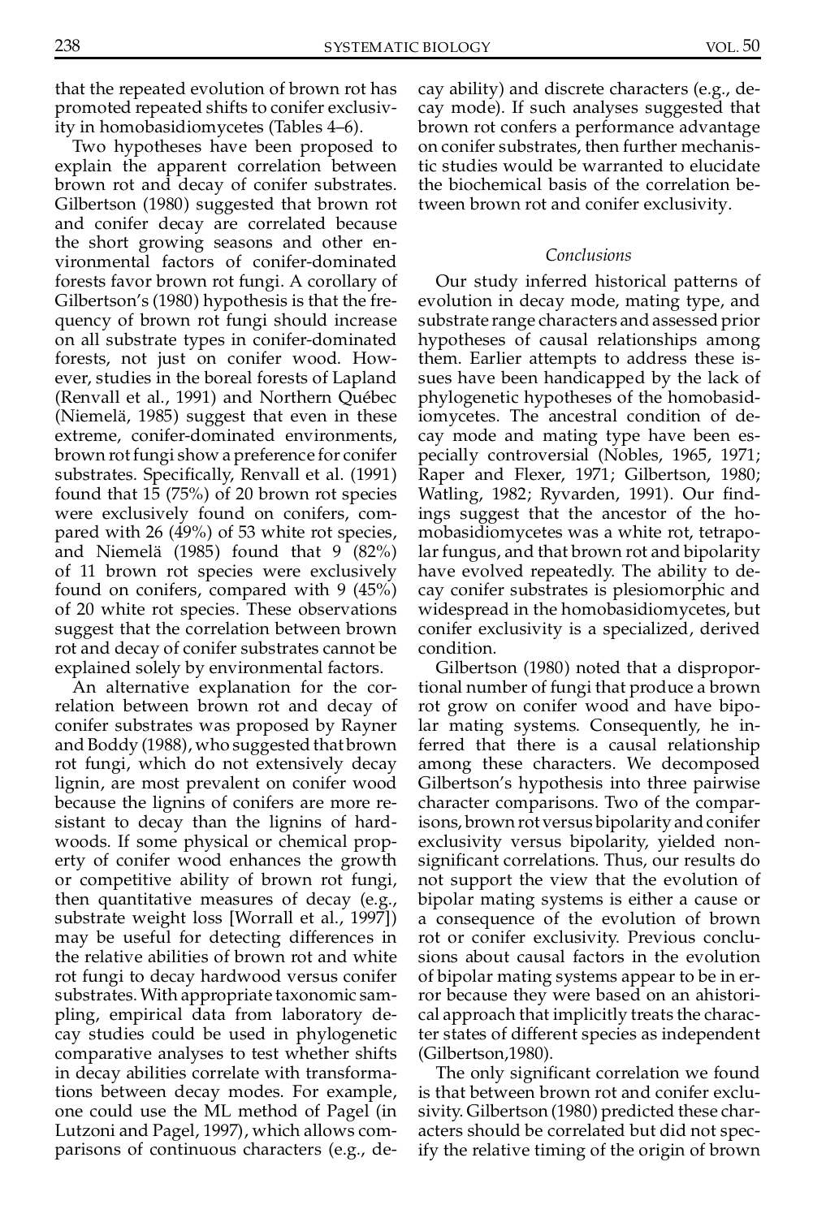that the repeated evolution of brown rot has promoted repeated shifts to conifer exclusivity in homobasidiomycetes (Tables 4–6).

Two hypotheses have been proposed to explain the apparent correlation between brown rot and decay of conifer substrates. Gilbertson (1980) suggested that brown rot and conifer decay are correlated because the short growing seasons and other environmental factors of conifer-dominated forests favor brown rot fungi. A corollary of Gilbertson's (1980) hypothesis is that the frequency of brown rot fungi should increase on all substrate types in conifer-dominated forests, not just on conifer wood. However, studies in the boreal forests of Lapland (Renvall et al., 1991) and Northern Québec (Niemelä, 1985) suggest that even in these extreme, conifer-dominated environments, brown rot fungi show a preference for conifer substrates. Specifically, Renvall et al. (1991) found that 15 (75%) of 20 brown rot species were exclusively found on conifers, compared with 26 (49%) of 53 white rot species, and Niemelä (1985) found that 9 (82%) of 11 brown rot species were exclusively found on conifers, compared with 9 (45%) of 20 white rot species. These observations suggest that the correlation between brown rot and decay of conifer substrates cannot be explained solely by environmental factors.

An alternative explanation for the correlation between brown rot and decay of conifer substrates was proposed by Rayner and Boddy (1988), who suggested that brown rot fungi, which do not extensively decay lignin, are most prevalent on conifer wood because the lignins of conifers are more resistant to decay than the lignins of hardwoods. If some physical or chemical property of conifer wood enhances the growth or competitive ability of brown rot fungi, then quantitative measures of decay (e.g., substrate weight loss [Worrall et al., 1997]) may be useful for detecting differences in the relative abilities of brown rot and white rot fungi to decay hardwood versus conifer substrates. With appropriate taxonomic sampling, empirical data from laboratory decay studies could be used in phylogenetic comparative analyses to test whether shifts in decay abilities correlate with transformations between decay modes. For example, one could use the ML method of Pagel (in Lutzoni and Pagel, 1997), which allows comparisons of continuous characters (e.g., decay ability) and discrete characters (e.g., decay mode). If such analyses suggested that brown rot confers a performance advantage on conifer substrates, then further mechanistic studies would be warranted to elucidate the biochemical basis of the correlation between brown rot and conifer exclusivity.

### *Conclusions*

Our study inferred historical patterns of evolution in decay mode, mating type, and substrate range characters and assessed prior hypotheses of causal relationships among them. Earlier attempts to address these issues have been handicapped by the lack of phylogenetic hypotheses of the homobasidiomycetes. The ancestral condition of decay mode and mating type have been especially controversial (Nobles, 1965, 1971; Raper and Flexer, 1971; Gilbertson, 1980; Watling, 1982; Ryvarden, 1991). Our findings suggest that the ancestor of the homobasidiomycetes was a white rot, tetrapolar fungus, and that brown rot and bipolarity have evolved repeatedly. The ability to decay conifer substrates is plesiomorphic and widespread in the homobasidiomycetes, but conifer exclusivity is a specialized, derived condition.

Gilbertson (1980) noted that a disproportional number of fungi that produce a brown rot grow on conifer wood and have bipolar mating systems. Consequently, he inferred that there is a causal relationship among these characters. We decomposed Gilbertson's hypothesis into three pairwise character comparisons. Two of the comparisons, brown rot versus bipolarity and conifer exclusivity versus bipolarity, yielded nonsignificant correlations. Thus, our results do not support the view that the evolution of bipolar mating systems is either a cause or a consequence of the evolution of brown rot or conifer exclusivity. Previous conclusions about causal factors in the evolution of bipolar mating systems appear to be in error because they were based on an ahistorical approach that implicitly treats the character states of different species as independent (Gilbertson,1980).

The only significant correlation we found is that between brown rot and conifer exclusivity. Gilbertson (1980) predicted these characters should be correlated but did not specify the relative timing of the origin of brown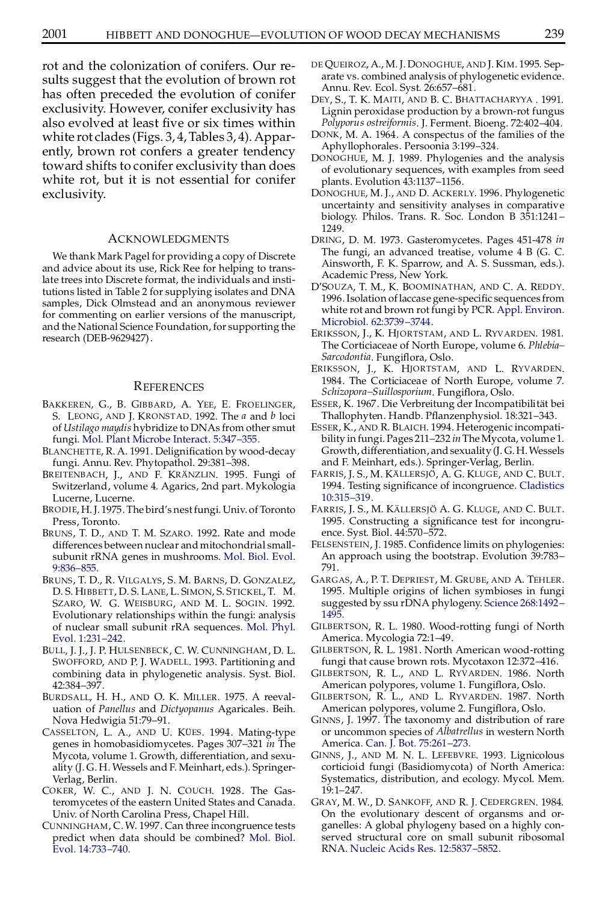rot and the colonization of conifers. Our results suggest that the evolution of brown rot has often preceded the evolution of conifer exclusivity. However, conifer exclusivity has also evolved at least five or six times within white rot clades (Figs. 3, 4, Tables 3, 4). Apparently, brown rot confers a greater tendency toward shifts to conifer exclusivity than does white rot, but it is not essential for conifer exclusivity.

## Acknowledgments

We thank Mark Pagel for providing a copy of Discrete and advice about its use, Rick Ree for helping to translate trees into Discrete format, the individuals and institutions listed in Table 2 for supplying isolates and DNA samples, Dick Olmstead and an anonymous reviewer for commenting on earlier versions of the manuscript, and the National Science Foundation, for supporting the research (DEB-9629427).

## References

Bakkeren, G., B. Gibbard, A. Yee, E. Froelinger, S. Leong, and J. Kronstad. 1992. The *a* and *b* loci of *Ustilago maydis* hybridize to DNAs from other smut fungi. Mol. Plant Microbe Interact. 5:347–355.

Blanchette, R. A. 1991. Delignification by wood-decay fungi. Annu. Rev. Phytopathol. 29:381–398.

Breitenbach, J., and F. Kränzlin. 1995. Fungi of Switzerland, volume 4. Agarics, 2nd part. Mykologia Lucerne, Lucerne.

Brodie, H. J. 1975. The bird's nest fungi. Univ. of Toronto Press, Toronto.

Bruns, T. D., and T. M. Szaro. 1992. Rate and mode differences between nuclear and mitochondrial small-subunit rRNA genes in mushrooms. Mol. Biol. Evol. 9:836–855.

Bruns, T. D., R. Vilgalys, S. M. Barns, D. Gonzalez, D. S. Hibbett, D. S. Lane, L. Simon, S. Stickel, T. M. Szaro, W. G. Weisburg, and M. L. Sogin. 1992. Evolutionary relationships within the fungi: analysis of nuclear small subunit rRA sequences. Mol. Phyl. Evol. 1:231–242.

Bull, J. J., J. P. Hulsenbeck, C. W. Cunningham, D. L. Swofford, and P. J. Wadell. 1993. Partitioning and combining data in phylogenetic analysis. Syst. Biol. 42:384–397.

Burdsall, H. H., and O. K. Miller. 1975. A reevaluation of *Panellus* and *Dictyopanus* Agaricales. Beih. Nova Hedwigia 51:79–91.

Casselton, L. A., and U. Kües. 1994. Mating-type genes in homobasidiomycetes. Pages 307–321 *in* The Mycota, volume 1. Growth, differentiation, and sexuality (J. G. H. Wessels and F. Meinhart, eds.). Springer-Verlag, Berlin.

Coker, W. C., and J. N. Couch. 1928. The Gasteromycetes of the eastern United States and Canada. Univ. of North Carolina Press, Chapel Hill.

Cunningham, C. W. 1997. Can three incongruence tests predict when data should be combined? Mol. Biol. Evol. 14:733–740.

de Queiroz, A., M. J. Donoghue, and J. Kim. 1995. Separate vs. combined analysis of phylogenetic evidence. Annu. Rev. Ecol. Syst. 26:657–681.

Dey, S., T. K. Maiti, and B. C. Bhattacharyya. 1991. Lignin peroxidase production by a brown-rot fungus *Polyporus ostreiformis*. J. Ferment. Bioeng. 72:402–404.

Donk, M. A. 1964. A conspectus of the families of the Aphyllophorales. Persoonia 3:199–324.

Donoghue, M. J. 1989. Phylogenies and the analysis of evolutionary sequences, with examples from seed plants. Evolution 43:1137–1156.

Donoghue, M. J., and D. Ackerly. 1996. Phylogenetic uncertainty and sensitivity analyses in comparative biology. Philos. Trans. R. Soc. London B 351:1241–1249.

Dring, D. M. 1973. Gasteromycetes. Pages 451-478 *in* The fungi, an advanced treatise, volume 4 B (G. C. Ainsworth, F. K. Sparrow, and A. S. Sussman, eds.). Academic Press, New York.

D'Souza, T. M., K. Boominathan, and C. A. Reddy. 1996. Isolation of laccase gene-specific sequences from white rot and brown rot fungi by PCR. Appl. Environ. Microbiol. 62:3739–3744.

Eriksson, J., K. Hjortstam, and L. Ryvarden. 1981. The Corticiaceae of North Europe, volume 6. *Phlebia–Sarcodontia*. Fungiflora, Oslo.

Eriksson, J., K. Hjortstam, and L. Ryvarden. 1984. The Corticiaceae of North Europe, volume 7. *Schizopora–Suillosporium*. Fungiflora, Oslo.

Esser, K. 1967. Die Verbreitung der Incompatibilität bei Thallophyten. Handb. Pflanzenphysiol. 18:321–343.

Esser, K., and R. Blaich. 1994. Heterogenic incompatibility in fungi. Pages 211–232 *in* The Mycota, volume 1. Growth, differentiation, and sexuality (J. G. H. Wessels and F. Meinhart, eds.). Springer-Verlag, Berlin.

Farris, J. S., M. Källersjö, A. G. Kluge, and C. Bult. 1994. Testing significance of incongruence. Cladistics 10:315–319.

Farris, J. S., M. Källersjö A. G. Kluge, and C. Bult. 1995. Constructing a significance test for incongruence. Syst. Biol. 44:570–572.

Felsenstein, J. 1985. Confidence limits on phylogenies: An approach using the bootstrap. Evolution 39:783–791.

Gargas, A., P. T. Depriest, M. Grube, and A. Tehler. 1995. Multiple origins of lichen symbioses in fungi suggested by ssu rDNA phylogeny. Science 268:1492–1495.

Gilbertson, R. L. 1980. Wood-rotting fungi of North America. Mycologia 72:1–49.

Gilbertson, R. L. 1981. North American wood-rotting fungi that cause brown rots. Mycotaxon 12:372–416.

Gilbertson, R. L., and L. Ryvarden. 1986. North American polypores, volume 1. Fungiflora, Oslo.

Gilbertson, R. L., and L. Ryvarden. 1987. North American polypores, volume 2. Fungiflora, Oslo.

Ginns, J. 1997. The taxonomy and distribution of rare or uncommon species of *Albatrellus* in western North America. Can. J. Bot. 75:261–273.

Ginns, J., and M. N. L. Lefebvre. 1993. Lignicolous corticioid fungi (Basidiomycota) of North America: Systematics, distribution, and ecology. Mycol. Mem. 19:1–247.

Gray, M. W., D. Sankoff, and R. J. Cedergren. 1984. On the evolutionary descent of organsms and organelles: A global phylogeny based on a highly conserved structural core on small subunit ribosomal RNA. Nucleic Acids Res. 12:5837–5852.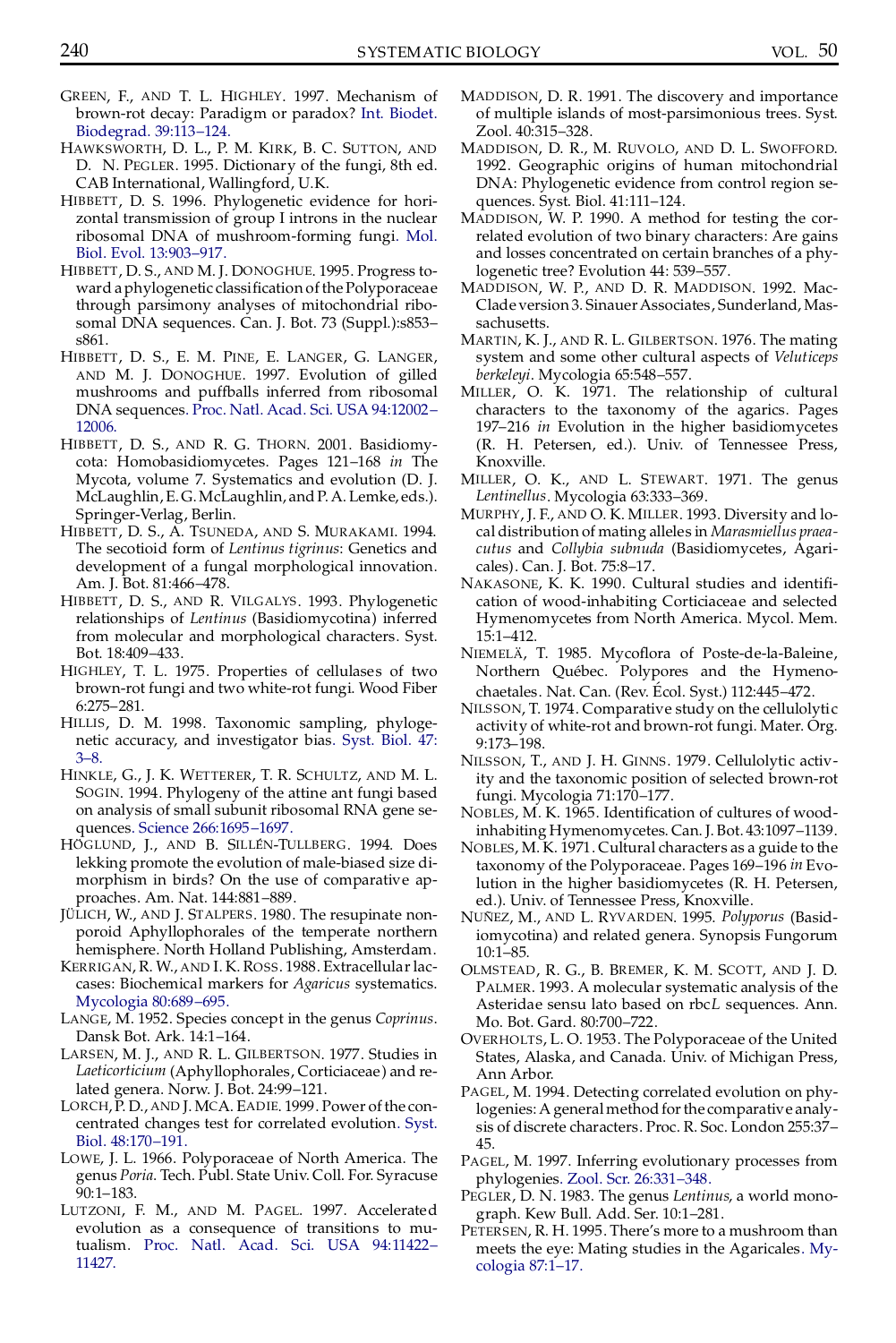GREEN, F., AND T. L. HIGHLEY. 1997. Mechanism of brown-rot decay: Paradigm or paradox? Int. Biodet. Biodegrad. 39:113–124.

HAWKSWORTH, D. L., P. M. KIRK, B. C. SUTTON, AND D. N. PEGLER. 1995. Dictionary of the fungi, 8th ed. CAB International, Wallingford, U.K.

HIBBETT, D. S. 1996. Phylogenetic evidence for horizontal transmission of group I introns in the nuclear ribosomal DNA of mushroom-forming fungi. Mol. Biol. Evol. 13:903–917.

HIBBETT, D. S., AND M. J. DONOGHUE. 1995. Progress toward a phylogenetic classification of the Polyporaceae through parsimony analyses of mitochondrial ribosomal DNA sequences. Can. J. Bot. 73 (Suppl.):s853–s861.

HIBBETT, D. S., E. M. PINE, E. LANGER, G. LANGER, AND M. J. DONOGHUE. 1997. Evolution of gilled mushrooms and puffballs inferred from ribosomal DNA sequences. Proc. Natl. Acad. Sci. USA 94:12002–12006.

HIBBETT, D. S., AND R. G. THORN. 2001. Basidiomycota: Homobasidiomycetes. Pages 121–168 *in* The Mycota, volume 7. Systematics and evolution (D. J. McLaughlin, E. G. McLaughlin, and P. A. Lemke, eds.). Springer-Verlag, Berlin.

HIBBETT, D. S., A. TSUNEDA, AND S. MURAKAMI. 1994. The secotioid form of *Lentinus tigrinus*: Genetics and development of a fungal morphological innovation. Am. J. Bot. 81:466–478.

HIBBETT, D. S., AND R. VILGALYS. 1993. Phylogenetic relationships of *Lentinus* (Basidiomycotina) inferred from molecular and morphological characters. Syst. Bot. 18:409–433.

HIGHLEY, T. L. 1975. Properties of cellulases of two brown-rot fungi and two white-rot fungi. Wood Fiber 6:275–281.

HILLIS, D. M. 1998. Taxonomic sampling, phylogenetic accuracy, and investigator bias. Syst. Biol. 47:3–8.

HINKLE, G., J. K. WETTERER, T. R. SCHULTZ, AND M. L. SOGIN. 1994. Phylogeny of the attine ant fungi based on analysis of small subunit ribosomal RNA gene sequences. Science 266:1695–1697.

HÖGLUND, J., AND B. SILLÉN-TULLBERG. 1994. Does lekking promote the evolution of male-biased size dimorphism in birds? On the use of comparative approaches. Am. Nat. 144:881–889.

JÜLICH, W., AND J. STALPERS. 1980. The resupinate non-poroid Aphyllophorales of the temperate northern hemisphere. North Holland Publishing, Amsterdam.

KERRIGAN, R. W., AND I. K. ROSS. 1988. Extracellular laccases: Biochemical markers for *Agaricus* systematics. Mycologia 80:689–695.

LANGE, M. 1952. Species concept in the genus *Coprinus*. Dansk Bot. Ark. 14:1–164.

LARSEN, M. J., AND R. L. GILBERTSON. 1977. Studies in *Laeticorticium* (Aphyllophorales, Corticiaceae) and related genera. Norw. J. Bot. 24:99–121.

LORCH, P. D., AND J. MCA. EADIE. 1999. Power of the concentrated changes test for correlated evolution. Syst. Biol. 48:170–191.

LOWE, J. L. 1966. Polyporaceae of North America. The genus *Poria*. Tech. Publ. State Univ. Coll. For. Syracuse 90:1–183.

LUTZONI, F. M., AND M. PAGEL. 1997. Accelerated evolution as a consequence of transitions to mutualism. Proc. Natl. Acad. Sci. USA 94:11422–11427.

MADDISON, D. R. 1991. The discovery and importance of multiple islands of most-parsimonious trees. Syst. Zool. 40:315–328.

MADDISON, D. R., M. RUVOLO, AND D. L. SWOFFORD. 1992. Geographic origins of human mitochondrial DNA: Phylogenetic evidence from control region sequences. Syst. Biol. 41:111–124.

MADDISON, W. P. 1990. A method for testing the correlated evolution of two binary characters: Are gains and losses concentrated on certain branches of a phylogenetic tree? Evolution 44: 539–557.

MADDISON, W. P., AND D. R. MADDISON. 1992. MacClade version 3. Sinauer Associates, Sunderland, Massachusetts.

MARTIN, K. J., AND R. L. GILBERTSON. 1976. The mating system and some other cultural aspects of *Veluticeps berkeleyi*. Mycologia 65:548–557.

MILLER, O. K. 1971. The relationship of cultural characters to the taxonomy of the agarics. Pages 197–216 *in* Evolution in the higher basidiomycetes (R. H. Petersen, ed.). Univ. of Tennessee Press, Knoxville.

MILLER, O. K., AND L. STEWART. 1971. The genus *Lentinellus*. Mycologia 63:333–369.

MURPHY, J. F., AND O. K. MILLER. 1993. Diversity and local distribution of mating alleles in *Marasmiellus praeacutus* and *Collybia subnuda* (Basidiomycetes, Agaricales). Can. J. Bot. 75:8–17.

NAKASONE, K. K. 1990. Cultural studies and identification of wood-inhabiting Corticiaceae and selected Hymenomycetes from North America. Mycol. Mem. 15:1–412.

NIEMELÄ, T. 1985. Mycoflora of Poste-de-la-Baleine, Northern Québec. Polypores and the Hymenochaetales. Nat. Can. (Rev. Écol. Syst.) 112:445–472.

NILSSON, T. 1974. Comparative study on the cellulolytic activity of white-rot and brown-rot fungi. Mater. Org. 9:173–198.

NILSSON, T., AND J. H. GINNS. 1979. Cellulolytic activity and the taxonomic position of selected brown-rot fungi. Mycologia 71:170–177.

NOBLES, M. K. 1965. Identification of cultures of wood-inhabiting Hymenomycetes. Can. J. Bot. 43:1097–1139.

NOBLES, M. K. 1971. Cultural characters as a guide to the taxonomy of the Polyporaceae. Pages 169–196 *in* Evolution in the higher basidiomycetes (R. H. Petersen, ed.). Univ. of Tennessee Press, Knoxville.

NUÑEZ, M., AND L. RYVARDEN. 1995. *Polyporus* (Basidiomycotina) and related genera. Synopsis Fungorum 10:1–85.

OLMSTEAD, R. G., B. BREMER, K. M. SCOTT, AND J. D. PALMER. 1993. A molecular systematic analysis of the Asteridae sensu lato based on rbc*L* sequences. Ann. Mo. Bot. Gard. 80:700–722.

OVERHOLTS, L. O. 1953. The Polyporaceae of the United States, Alaska, and Canada. Univ. of Michigan Press, Ann Arbor.

PAGEL, M. 1994. Detecting correlated evolution on phylogenies: A general method for the comparative analysis of discrete characters. Proc. R. Soc. London 255:37–45.

PAGEL, M. 1997. Inferring evolutionary processes from phylogenies. Zool. Scr. 26:331–348.

PEGLER, D. N. 1983. The genus *Lentinus*, a world monograph. Kew Bull. Add. Ser. 10:1–281.

PETERSEN, R. H. 1995. There's more to a mushroom than meets the eye: Mating studies in the Agaricales. Mycologia 87:1–17.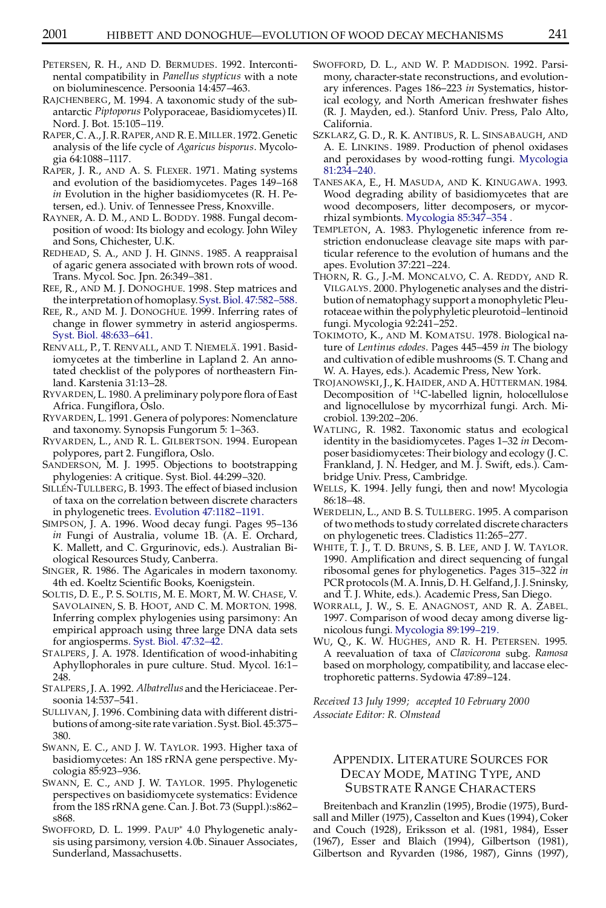Petersen, R. H., and D. Bermudes. 1992. Intercontinental compatibility in *Panellus stypticus* with a note on bioluminescence. Persoonia 14:457–463.

Rajchenberg, M. 1994. A taxonomic study of the subantarctic *Piptoporus* Polyporaceae, Basidiomycetes) II. Nord. J. Bot. 15:105–119.

Raper, C. A., J. R. Raper, and R. E. Miller. 1972. Genetic analysis of the life cycle of *Agaricus bisporus*. Mycologia 64:1088–1117.

Raper, J. R., and A. S. Flexer. 1971. Mating systems and evolution of the basidiomycetes. Pages 149–168 *in* Evolution in the higher basidiomycetes (R. H. Petersen, ed.). Univ. of Tennessee Press, Knoxville.

Rayner, A. D. M., and L. Boddy. 1988. Fungal decomposition of wood: Its biology and ecology. John Wiley and Sons, Chichester, U.K.

Redhead, S. A., and J. H. Ginns. 1985. A reappraisal of agaric genera associated with brown rots of wood. Trans. Mycol. Soc. Jpn. 26:349–381.

Ree, R., and M. J. Donoghue. 1998. Step matrices and the interpretation of homoplasy. Syst. Biol. 47:582–588.

Ree, R., and M. J. Donoghue. 1999. Inferring rates of change in flower symmetry in asterid angiosperms. Syst. Biol. 48:633–641.

Renvall, P., T. Renvall, and T. Niemelä. 1991. Basidiomycetes at the timberline in Lapland 2. An annotated checklist of the polypores of northeastern Finland. Karstenia 31:13–28.

Ryvarden, L. 1980. A preliminary polypore flora of East Africa. Fungiflora, Oslo.

Ryvarden, L. 1991. Genera of polypores: Nomenclature and taxonomy. Synopsis Fungorum 5: 1–363.

Ryvarden, L., and R. L. Gilbertson. 1994. European polypores, part 2. Fungiflora, Oslo.

Sanderson, M. J. 1995. Objections to bootstrapping phylogenies: A critique. Syst. Biol. 44:299–320.

Sillén-Tullberg, B. 1993. The effect of biased inclusion of taxa on the correlation between discrete characters in phylogenetic trees. Evolution 47:1182–1191.

Simpson, J. A. 1996. Wood decay fungi. Pages 95–136 *in* Fungi of Australia, volume 1B. (A. E. Orchard, K. Mallett, and C. Grgurinovic, eds.). Australian Biological Resources Study, Canberra.

Singer, R. 1986. The Agaricales in modern taxonomy. 4th ed. Koeltz Scientific Books, Koenigstein.

Soltis, D. E., P. S. Soltis, M. E. Mort, M. W. Chase, V. Savolainen, S. B. Hoot, and C. M. Morton. 1998. Inferring complex phylogenies using parsimony: An empirical approach using three large DNA data sets for angiosperms. Syst. Biol. 47:32–42.

Stalpers, J. A. 1978. Identification of wood-inhabiting Aphyllophorales in pure culture. Stud. Mycol. 16:1–248.

Stalpers, J. A. 1992. *Albatrellus* and the Hericiaceae. Persoonia 14:537–541.

Sullivan, J. 1996. Combining data with different distributions of among-site rate variation. Syst. Biol. 45:375–380.

Swann, E. C., and J. W. Taylor. 1993. Higher taxa of basidiomycetes: An 18S rRNA gene perspective. Mycologia 85:923–936.

Swann, E. C., and J. W. Taylor. 1995. Phylogenetic perspectives on basidiomycete systematics: Evidence from the 18S rRNA gene. Can. J. Bot. 73 (Suppl.):s862–s868.

Swofford, D. L. 1999. PAUP* 4.0 Phylogenetic analysis using parsimony, version 4.0b. Sinauer Associates, Sunderland, Massachusetts.

Swofford, D. L., and W. P. Maddison. 1992. Parsimony, character-state reconstructions, and evolutionary inferences. Pages 186–223 *in* Systematics, historical ecology, and North American freshwater fishes (R. J. Mayden, ed.). Stanford Univ. Press, Palo Alto, California.

Szklarz, G. D., R. K. Antibus, R. L. Sinsabaugh, and A. E. Linkins. 1989. Production of phenol oxidases and peroxidases by wood-rotting fungi. Mycologia 81:234–240.

Tanesaka, E., H. Masuda, and K. Kinugawa. 1993. Wood degrading ability of basidiomycetes that are wood decomposers, litter decomposers, or mycorrhizal symbionts. Mycologia 85:347–354.

Templeton, A. 1983. Phylogenetic inference from restriction endonuclease cleavage site maps with particular reference to the evolution of humans and the apes. Evolution 37:221–224.

Thorn, R. G., J.-M. Moncalvo, C. A. Reddy, and R. Vilgalys. 2000. Phylogenetic analyses and the distribution of nematophagy support a monophyletic Pleurotaceae within the polyphyletic pleurotoid–lentinoid fungi. Mycologia 92:241–252.

Tokimoto, K., and M. Komatsu. 1978. Biological nature of *Lentinus edodes*. Pages 445–459 *in* The biology and cultivation of edible mushrooms (S. T. Chang and W. A. Hayes, eds.). Academic Press, New York.

Trojanowski, J., K. Haider, and A. Hütterman. 1984. Decomposition of $^{14}$C-labelled lignin, holocellulose and lignocellulose by mycorrhizal fungi. Arch. Microbiol. 139:202–206.

Watling, R. 1982. Taxonomic status and ecological identity in the basidiomycetes. Pages 1–32 *in* Decomposer basidiomycetes: Their biology and ecology (J. C. Frankland, J. N. Hedger, and M. J. Swift, eds.). Cambridge Univ. Press, Cambridge.

Wells, K. 1994. Jelly fungi, then and now! Mycologia 86:18–48.

Werdelin, L., and B. S. Tullberg. 1995. A comparison of two methods to study correlated discrete characters on phylogenetic trees. Cladistics 11:265–277.

White, T. J., T. D. Bruns, S. B. Lee, and J. W. Taylor. 1990. Amplification and direct sequencing of fungal ribosomal genes for phylogenetics. Pages 315–322 *in* PCR protocols (M. A. Innis, D. H. Gelfand, J. J. Sninsky, and T. J. White, eds.). Academic Press, San Diego.

Worrall, J. W., S. E. Anagnost, and R. A. Zabel. 1997. Comparison of wood decay among diverse lignicolous fungi. Mycologia 89:199–219.

Wu, Q., K. W. Hughes, and R. H. Petersen. 1995. A reevaluation of taxa of *Clavicorona* subg. *Ramosa* based on morphology, compatibility, and laccase electrophoretic patterns. Sydowia 47:89–124.

*Received 13 July 1999; accepted 10 February 2000*
*Associate Editor: R. Olmstead*

## Appendix. Literature Sources for Decay Mode, Mating Type, and Substrate Range Characters

Breitenbach and Kranzlin (1995), Brodie (1975), Burdsall and Miller (1975), Casselton and Kues (1994), Coker and Couch (1928), Eriksson et al. (1981, 1984), Esser (1967), Esser and Blaich (1994), Gilbertson (1981), Gilbertson and Ryvarden (1986, 1987), Ginns (1997),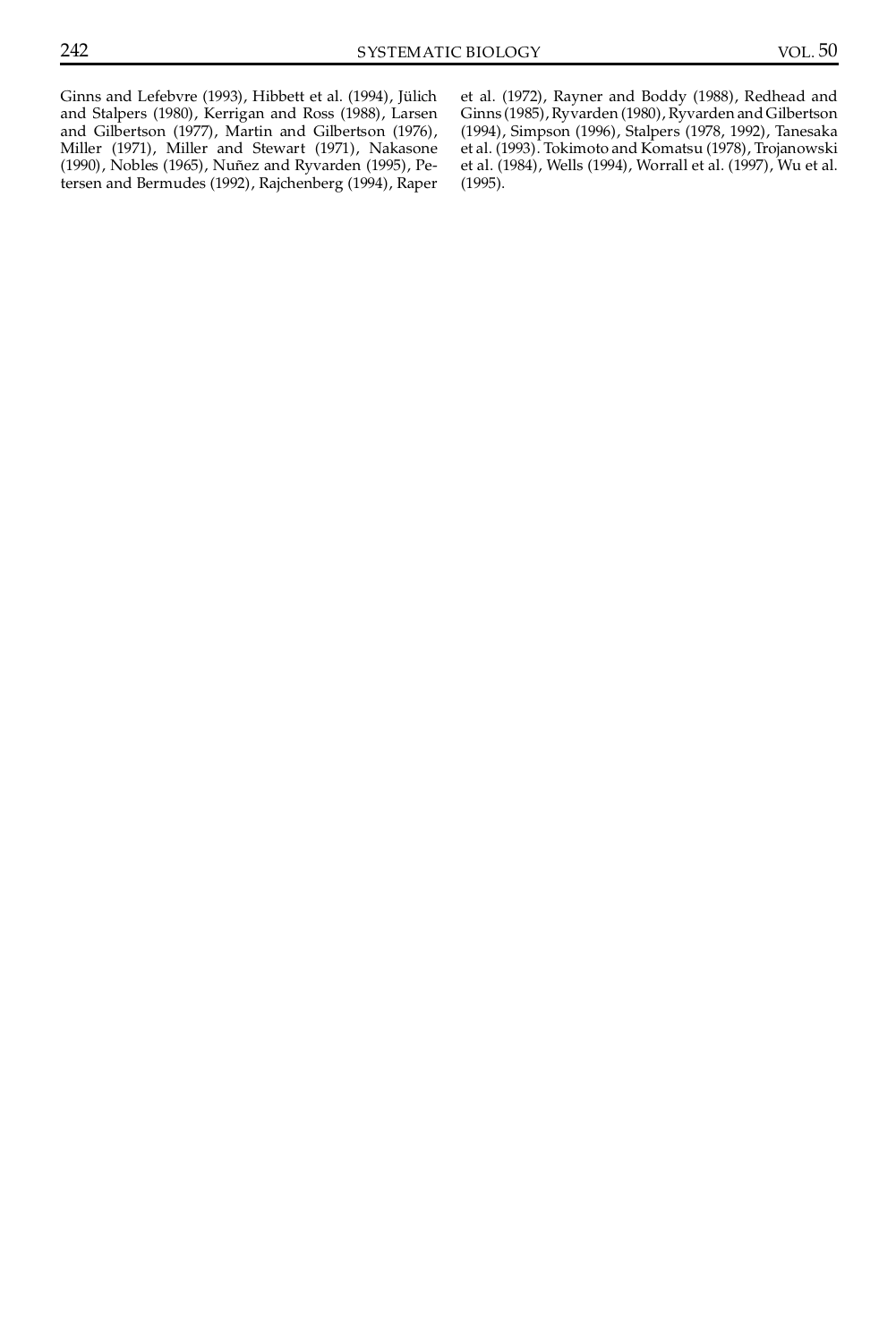Ginns and Lefebvre (1993), Hibbett et al. (1994), Jülich and Stalpers (1980), Kerrigan and Ross (1988), Larsen and Gilbertson (1977), Martin and Gilbertson (1976), Miller (1971), Miller and Stewart (1971), Nakasone (1990), Nobles (1965), Nuñez and Ryvarden (1995), Petersen and Bermudes (1992), Rajchenberg (1994), Raper et al. (1972), Rayner and Boddy (1988), Redhead and Ginns (1985), Ryvarden (1980), Ryvarden and Gilbertson (1994), Simpson (1996), Stalpers (1978, 1992), Tanesaka et al. (1993). Tokimoto and Komatsu (1978), Trojanowski et al. (1984), Wells (1994), Worrall et al. (1997), Wu et al. (1995).